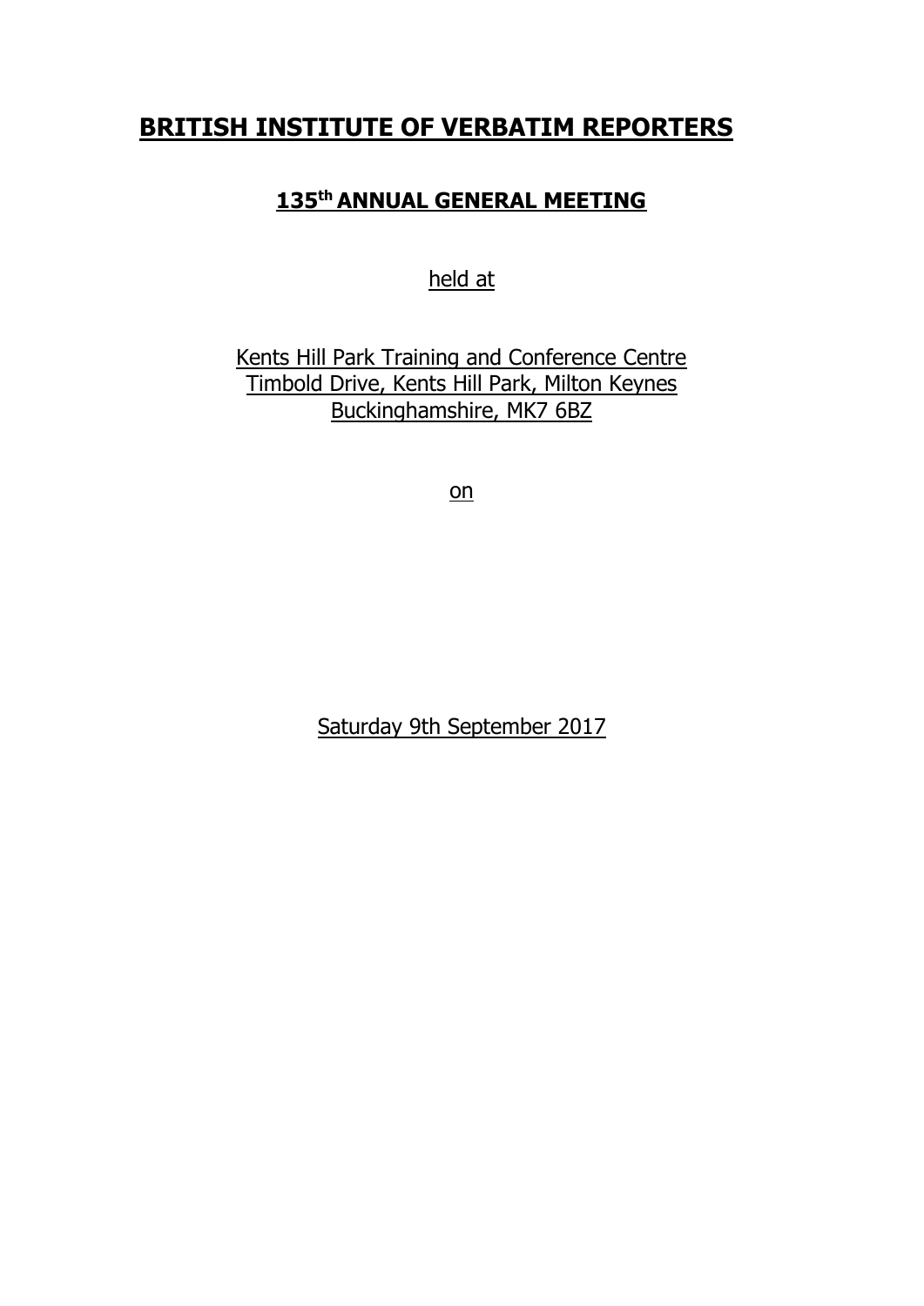# BRITISH INSTITUTE OF VERBATIM REPORTERS

## 135th ANNUAL GENERAL MEETING

held at

Kents Hill Park Training and Conference Centre
Timbold Drive, Kents Hill Park, Milton Keynes
Buckinghamshire, MK7 6BZ

on

Saturday 9th September 2017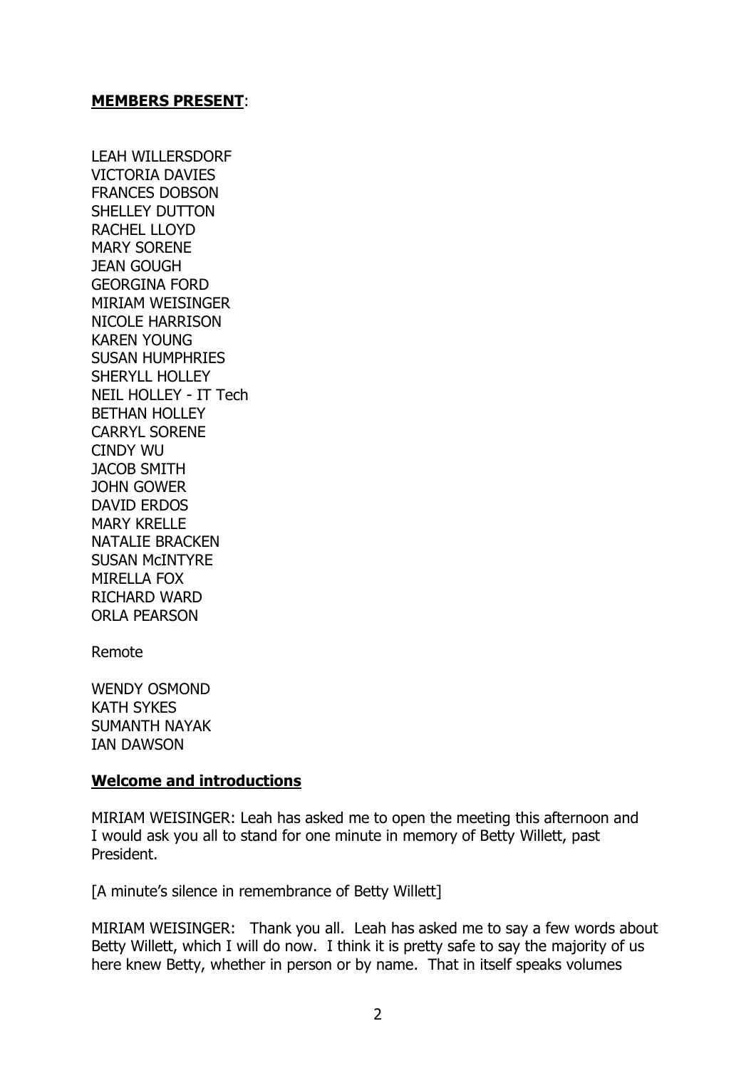**MEMBERS PRESENT**:

LEAH WILLERSDORF
VICTORIA DAVIES
FRANCES DOBSON
SHELLEY DUTTON
RACHEL LLOYD
MARY SORENE
JEAN GOUGH
GEORGINA FORD
MIRIAM WEISINGER
NICOLE HARRISON
KAREN YOUNG
SUSAN HUMPHRIES
SHERYLL HOLLEY
NEIL HOLLEY - IT Tech
BETHAN HOLLEY
CARRYL SORENE
CINDY WU
JACOB SMITH
JOHN GOWER
DAVID ERDOS
MARY KRELLE
NATALIE BRACKEN
SUSAN McINTYRE
MIRELLA FOX
RICHARD WARD
ORLA PEARSON

Remote

WENDY OSMOND
KATH SYKES
SUMANTH NAYAK
IAN DAWSON

**Welcome and introductions**

MIRIAM WEISINGER: Leah has asked me to open the meeting this afternoon and I would ask you all to stand for one minute in memory of Betty Willett, past President.

[A minute's silence in remembrance of Betty Willett]

MIRIAM WEISINGER: Thank you all. Leah has asked me to say a few words about Betty Willett, which I will do now. I think it is pretty safe to say the majority of us here knew Betty, whether in person or by name. That in itself speaks volumes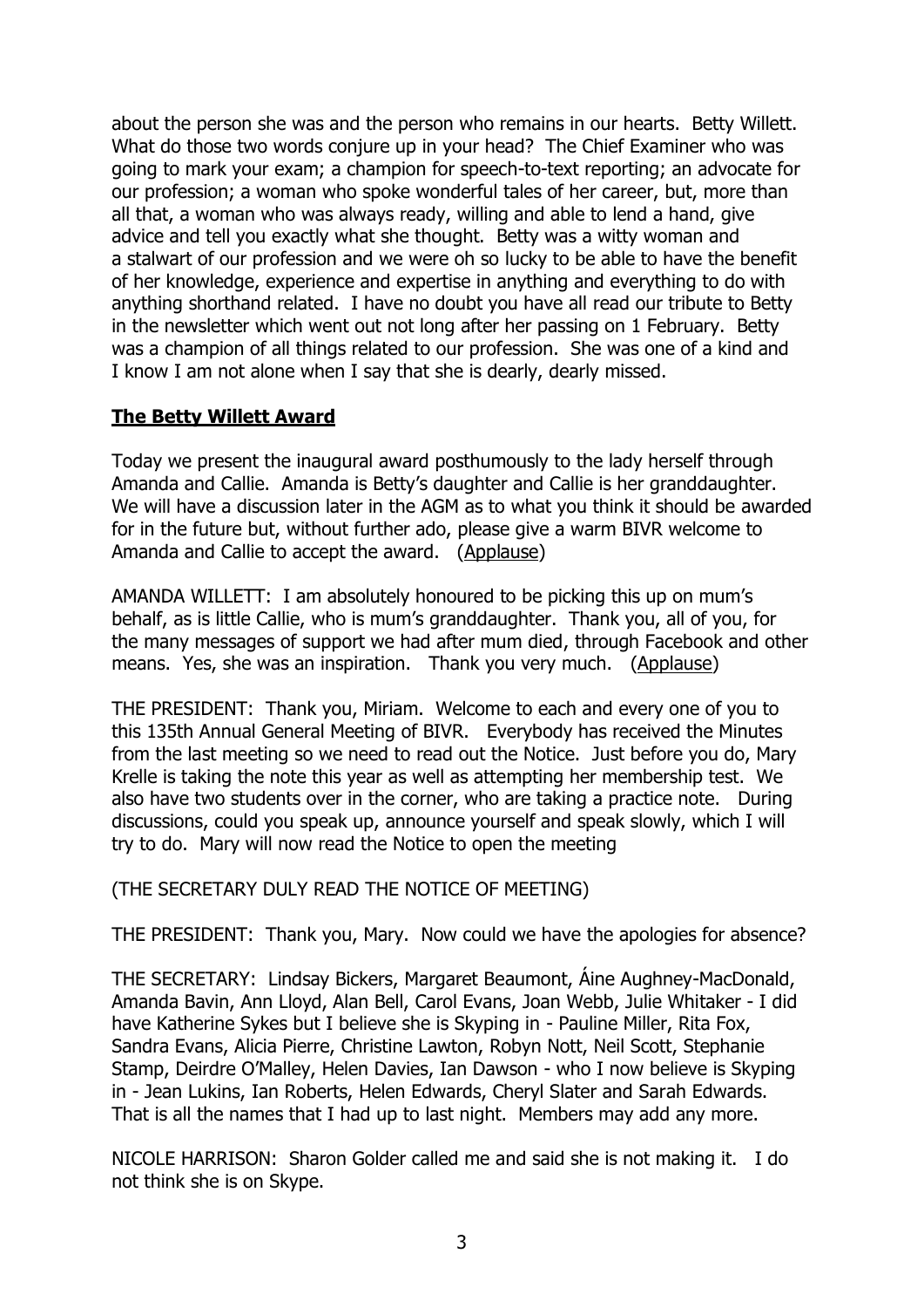about the person she was and the person who remains in our hearts. Betty Willett. What do those two words conjure up in your head? The Chief Examiner who was going to mark your exam; a champion for speech-to-text reporting; an advocate for our profession; a woman who spoke wonderful tales of her career, but, more than all that, a woman who was always ready, willing and able to lend a hand, give advice and tell you exactly what she thought. Betty was a witty woman and a stalwart of our profession and we were oh so lucky to be able to have the benefit of her knowledge, experience and expertise in anything and everything to do with anything shorthand related. I have no doubt you have all read our tribute to Betty in the newsletter which went out not long after her passing on 1 February. Betty was a champion of all things related to our profession. She was one of a kind and I know I am not alone when I say that she is dearly, dearly missed.

## **The Betty Willett Award**

Today we present the inaugural award posthumously to the lady herself through Amanda and Callie. Amanda is Betty's daughter and Callie is her granddaughter. We will have a discussion later in the AGM as to what you think it should be awarded for in the future but, without further ado, please give a warm BIVR welcome to Amanda and Callie to accept the award. (Applause)

AMANDA WILLETT: I am absolutely honoured to be picking this up on mum's behalf, as is little Callie, who is mum's granddaughter. Thank you, all of you, for the many messages of support we had after mum died, through Facebook and other means. Yes, she was an inspiration. Thank you very much. (Applause)

THE PRESIDENT: Thank you, Miriam. Welcome to each and every one of you to this 135th Annual General Meeting of BIVR. Everybody has received the Minutes from the last meeting so we need to read out the Notice. Just before you do, Mary Krelle is taking the note this year as well as attempting her membership test. We also have two students over in the corner, who are taking a practice note. During discussions, could you speak up, announce yourself and speak slowly, which I will try to do. Mary will now read the Notice to open the meeting

(THE SECRETARY DULY READ THE NOTICE OF MEETING)

THE PRESIDENT: Thank you, Mary. Now could we have the apologies for absence?

THE SECRETARY: Lindsay Bickers, Margaret Beaumont, Áine Aughney-MacDonald, Amanda Bavin, Ann Lloyd, Alan Bell, Carol Evans, Joan Webb, Julie Whitaker - I did have Katherine Sykes but I believe she is Skyping in - Pauline Miller, Rita Fox, Sandra Evans, Alicia Pierre, Christine Lawton, Robyn Nott, Neil Scott, Stephanie Stamp, Deirdre O'Malley, Helen Davies, Ian Dawson - who I now believe is Skyping in - Jean Lukins, Ian Roberts, Helen Edwards, Cheryl Slater and Sarah Edwards. That is all the names that I had up to last night. Members may add any more.

NICOLE HARRISON: Sharon Golder called me and said she is not making it. I do not think she is on Skype.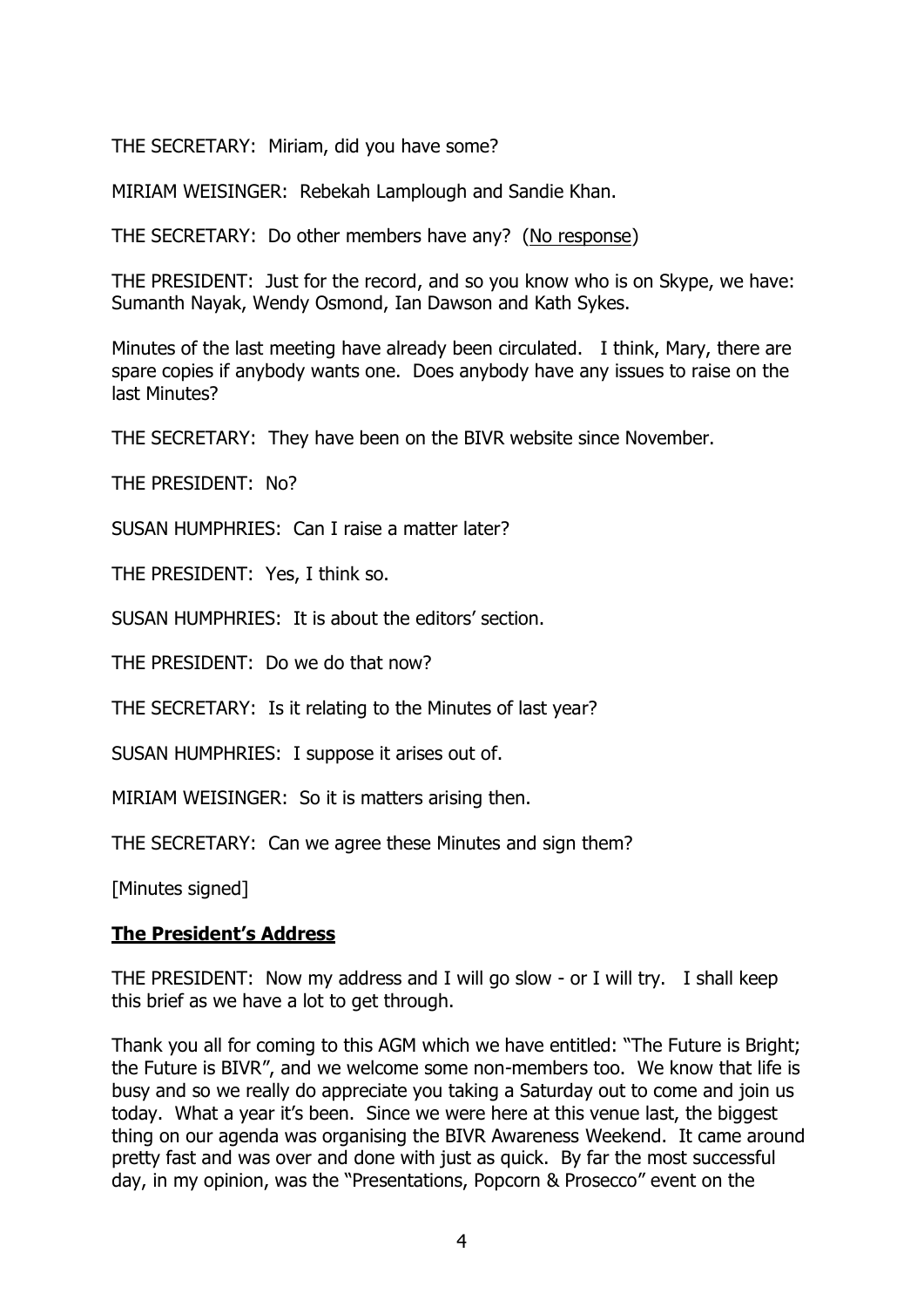THE SECRETARY: Miriam, did you have some?

MIRIAM WEISINGER: Rebekah Lamplough and Sandie Khan.

THE SECRETARY: Do other members have any? (No response)

THE PRESIDENT: Just for the record, and so you know who is on Skype, we have: Sumanth Nayak, Wendy Osmond, Ian Dawson and Kath Sykes.

Minutes of the last meeting have already been circulated. I think, Mary, there are spare copies if anybody wants one. Does anybody have any issues to raise on the last Minutes?

THE SECRETARY: They have been on the BIVR website since November.

THE PRESIDENT: No?

SUSAN HUMPHRIES: Can I raise a matter later?

THE PRESIDENT: Yes, I think so.

SUSAN HUMPHRIES: It is about the editors' section.

THE PRESIDENT: Do we do that now?

THE SECRETARY: Is it relating to the Minutes of last year?

SUSAN HUMPHRIES: I suppose it arises out of.

MIRIAM WEISINGER: So it is matters arising then.

THE SECRETARY: Can we agree these Minutes and sign them?

[Minutes signed]

## **The President's Address**

THE PRESIDENT: Now my address and I will go slow - or I will try. I shall keep this brief as we have a lot to get through.

Thank you all for coming to this AGM which we have entitled: "The Future is Bright; the Future is BIVR", and we welcome some non-members too. We know that life is busy and so we really do appreciate you taking a Saturday out to come and join us today. What a year it's been. Since we were here at this venue last, the biggest thing on our agenda was organising the BIVR Awareness Weekend. It came around pretty fast and was over and done with just as quick. By far the most successful day, in my opinion, was the "Presentations, Popcorn & Prosecco" event on the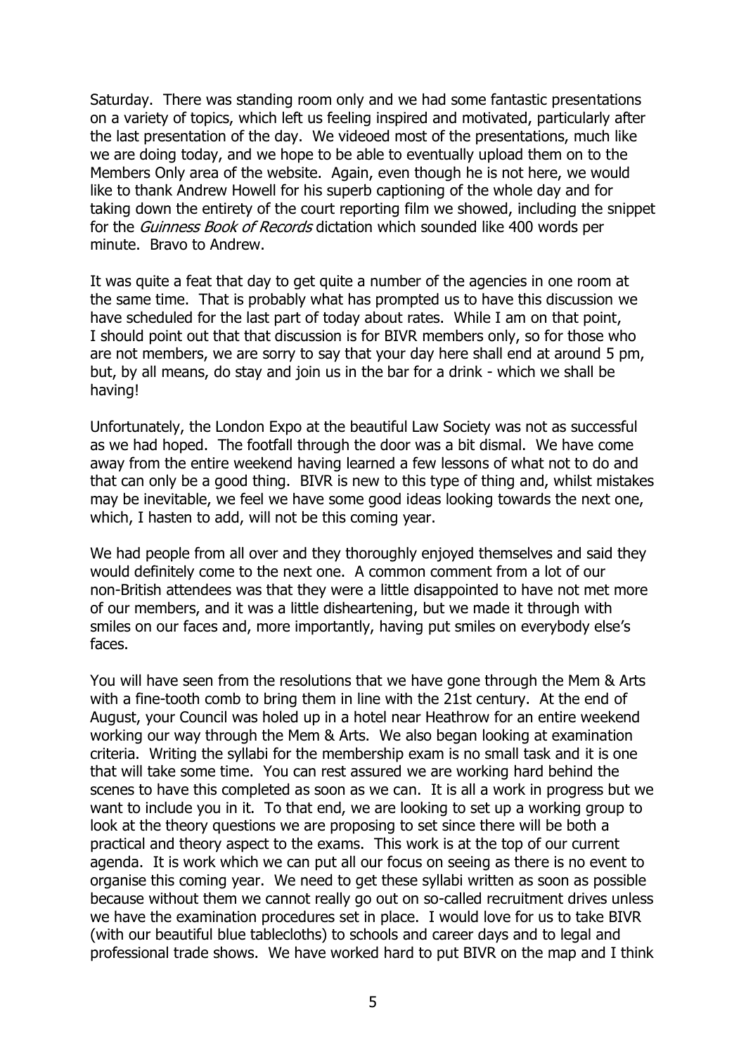Saturday. There was standing room only and we had some fantastic presentations on a variety of topics, which left us feeling inspired and motivated, particularly after the last presentation of the day. We videoed most of the presentations, much like we are doing today, and we hope to be able to eventually upload them on to the Members Only area of the website. Again, even though he is not here, we would like to thank Andrew Howell for his superb captioning of the whole day and for taking down the entirety of the court reporting film we showed, including the snippet for the *Guinness Book of Records* dictation which sounded like 400 words per minute. Bravo to Andrew.

It was quite a feat that day to get quite a number of the agencies in one room at the same time. That is probably what has prompted us to have this discussion we have scheduled for the last part of today about rates. While I am on that point, I should point out that that discussion is for BIVR members only, so for those who are not members, we are sorry to say that your day here shall end at around 5 pm, but, by all means, do stay and join us in the bar for a drink - which we shall be having!

Unfortunately, the London Expo at the beautiful Law Society was not as successful as we had hoped. The footfall through the door was a bit dismal. We have come away from the entire weekend having learned a few lessons of what not to do and that can only be a good thing. BIVR is new to this type of thing and, whilst mistakes may be inevitable, we feel we have some good ideas looking towards the next one, which, I hasten to add, will not be this coming year.

We had people from all over and they thoroughly enjoyed themselves and said they would definitely come to the next one. A common comment from a lot of our non-British attendees was that they were a little disappointed to have not met more of our members, and it was a little disheartening, but we made it through with smiles on our faces and, more importantly, having put smiles on everybody else's faces.

You will have seen from the resolutions that we have gone through the Mem & Arts with a fine-tooth comb to bring them in line with the 21st century. At the end of August, your Council was holed up in a hotel near Heathrow for an entire weekend working our way through the Mem & Arts. We also began looking at examination criteria. Writing the syllabi for the membership exam is no small task and it is one that will take some time. You can rest assured we are working hard behind the scenes to have this completed as soon as we can. It is all a work in progress but we want to include you in it. To that end, we are looking to set up a working group to look at the theory questions we are proposing to set since there will be both a practical and theory aspect to the exams. This work is at the top of our current agenda. It is work which we can put all our focus on seeing as there is no event to organise this coming year. We need to get these syllabi written as soon as possible because without them we cannot really go out on so-called recruitment drives unless we have the examination procedures set in place. I would love for us to take BIVR (with our beautiful blue tablecloths) to schools and career days and to legal and professional trade shows. We have worked hard to put BIVR on the map and I think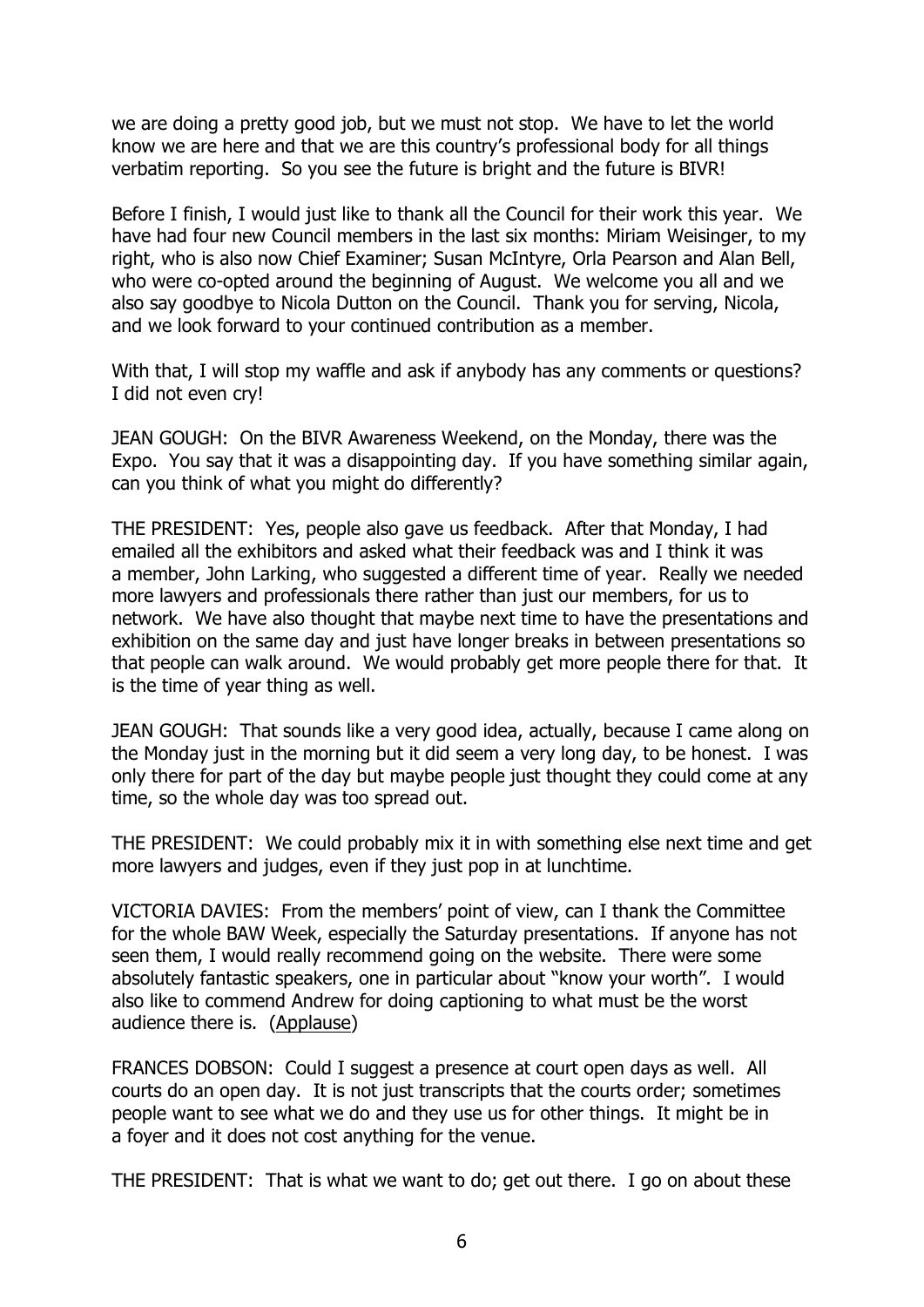we are doing a pretty good job, but we must not stop. We have to let the world know we are here and that we are this country's professional body for all things verbatim reporting. So you see the future is bright and the future is BIVR!

Before I finish, I would just like to thank all the Council for their work this year. We have had four new Council members in the last six months: Miriam Weisinger, to my right, who is also now Chief Examiner; Susan McIntyre, Orla Pearson and Alan Bell, who were co-opted around the beginning of August. We welcome you all and we also say goodbye to Nicola Dutton on the Council. Thank you for serving, Nicola, and we look forward to your continued contribution as a member.

With that, I will stop my waffle and ask if anybody has any comments or questions? I did not even cry!

JEAN GOUGH: On the BIVR Awareness Weekend, on the Monday, there was the Expo. You say that it was a disappointing day. If you have something similar again, can you think of what you might do differently?

THE PRESIDENT: Yes, people also gave us feedback. After that Monday, I had emailed all the exhibitors and asked what their feedback was and I think it was a member, John Larking, who suggested a different time of year. Really we needed more lawyers and professionals there rather than just our members, for us to network. We have also thought that maybe next time to have the presentations and exhibition on the same day and just have longer breaks in between presentations so that people can walk around. We would probably get more people there for that. It is the time of year thing as well.

JEAN GOUGH: That sounds like a very good idea, actually, because I came along on the Monday just in the morning but it did seem a very long day, to be honest. I was only there for part of the day but maybe people just thought they could come at any time, so the whole day was too spread out.

THE PRESIDENT: We could probably mix it in with something else next time and get more lawyers and judges, even if they just pop in at lunchtime.

VICTORIA DAVIES: From the members' point of view, can I thank the Committee for the whole BAW Week, especially the Saturday presentations. If anyone has not seen them, I would really recommend going on the website. There were some absolutely fantastic speakers, one in particular about "know your worth". I would also like to commend Andrew for doing captioning to what must be the worst audience there is. (Applause)

FRANCES DOBSON: Could I suggest a presence at court open days as well. All courts do an open day. It is not just transcripts that the courts order; sometimes people want to see what we do and they use us for other things. It might be in a foyer and it does not cost anything for the venue.

THE PRESIDENT: That is what we want to do; get out there. I go on about these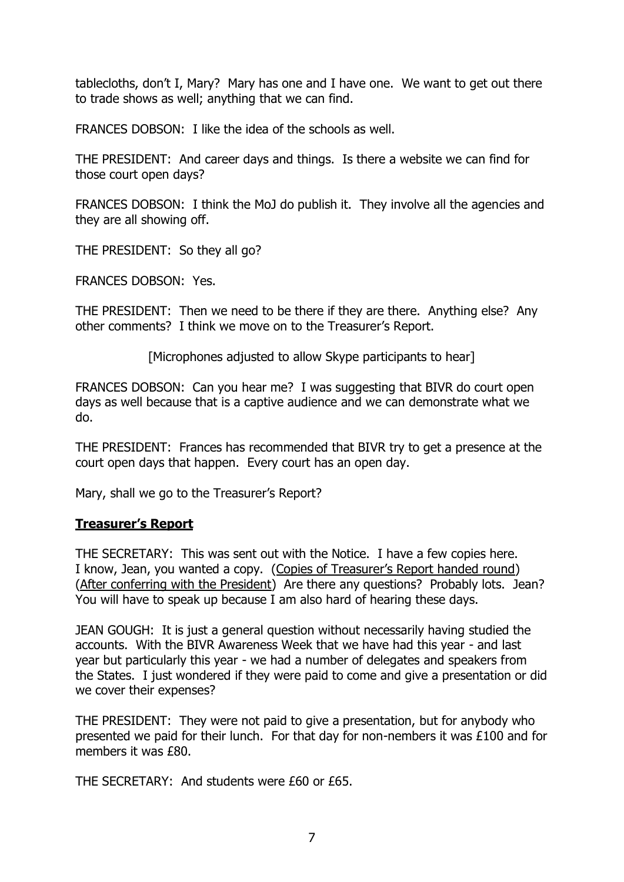tablecloths, don't I, Mary? Mary has one and I have one. We want to get out there to trade shows as well; anything that we can find.

FRANCES DOBSON: I like the idea of the schools as well.

THE PRESIDENT: And career days and things. Is there a website we can find for those court open days?

FRANCES DOBSON: I think the MoJ do publish it. They involve all the agencies and they are all showing off.

THE PRESIDENT: So they all go?

FRANCES DOBSON: Yes.

THE PRESIDENT: Then we need to be there if they are there. Anything else? Any other comments? I think we move on to the Treasurer's Report.

[Microphones adjusted to allow Skype participants to hear]

FRANCES DOBSON: Can you hear me? I was suggesting that BIVR do court open days as well because that is a captive audience and we can demonstrate what we do.

THE PRESIDENT: Frances has recommended that BIVR try to get a presence at the court open days that happen. Every court has an open day.

Mary, shall we go to the Treasurer's Report?

## Treasurer's Report

THE SECRETARY: This was sent out with the Notice. I have a few copies here. I know, Jean, you wanted a copy. (Copies of Treasurer's Report handed round) (After conferring with the President) Are there any questions? Probably lots. Jean? You will have to speak up because I am also hard of hearing these days.

JEAN GOUGH: It is just a general question without necessarily having studied the accounts. With the BIVR Awareness Week that we have had this year - and last year but particularly this year - we had a number of delegates and speakers from the States. I just wondered if they were paid to come and give a presentation or did we cover their expenses?

THE PRESIDENT: They were not paid to give a presentation, but for anybody who presented we paid for their lunch. For that day for non-nembers it was £100 and for members it was £80.

THE SECRETARY: And students were £60 or £65.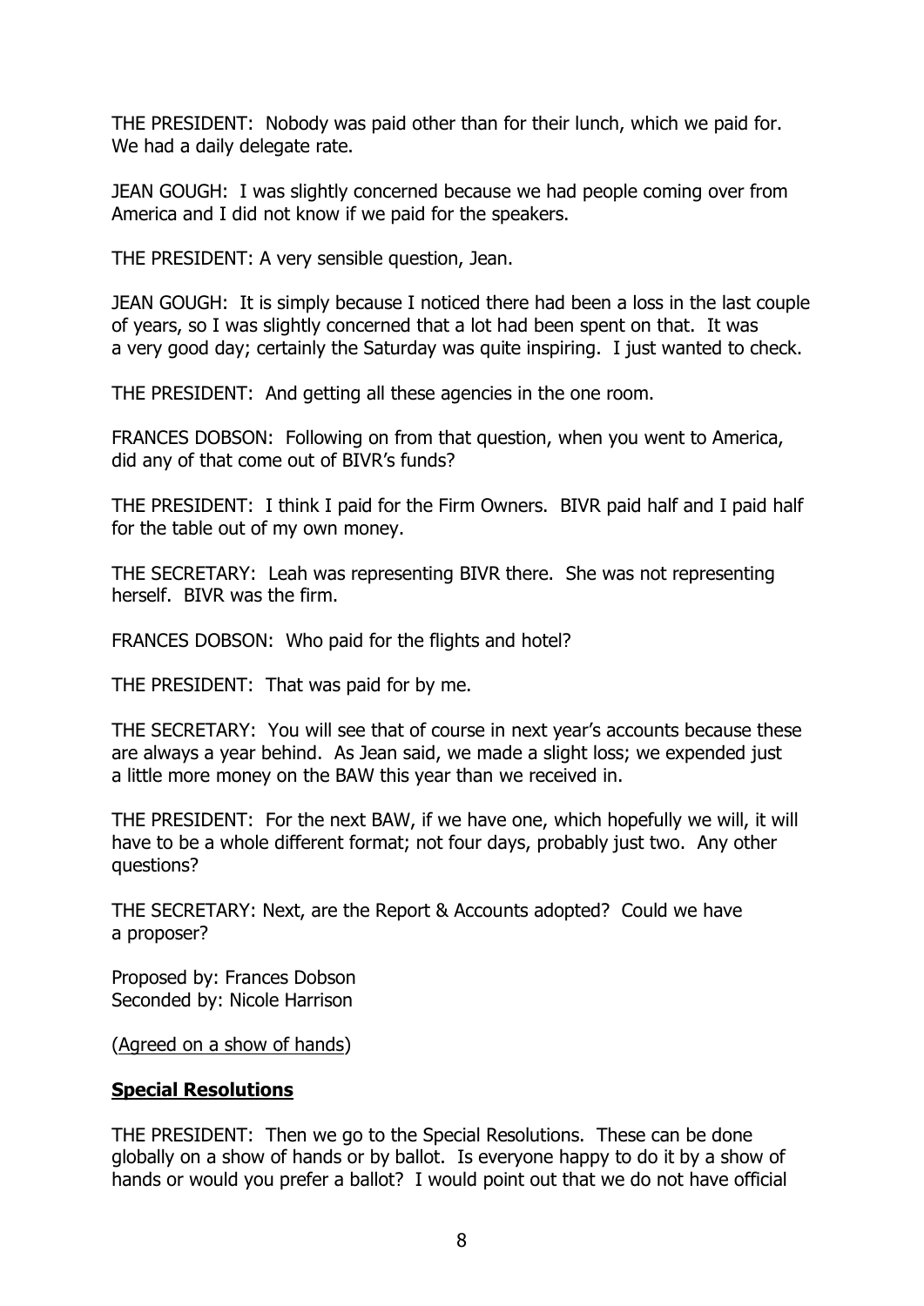THE PRESIDENT: Nobody was paid other than for their lunch, which we paid for. We had a daily delegate rate.

JEAN GOUGH: I was slightly concerned because we had people coming over from America and I did not know if we paid for the speakers.

THE PRESIDENT: A very sensible question, Jean.

JEAN GOUGH: It is simply because I noticed there had been a loss in the last couple of years, so I was slightly concerned that a lot had been spent on that. It was a very good day; certainly the Saturday was quite inspiring. I just wanted to check.

THE PRESIDENT: And getting all these agencies in the one room.

FRANCES DOBSON: Following on from that question, when you went to America, did any of that come out of BIVR's funds?

THE PRESIDENT: I think I paid for the Firm Owners. BIVR paid half and I paid half for the table out of my own money.

THE SECRETARY: Leah was representing BIVR there. She was not representing herself. BIVR was the firm.

FRANCES DOBSON: Who paid for the flights and hotel?

THE PRESIDENT: That was paid for by me.

THE SECRETARY: You will see that of course in next year's accounts because these are always a year behind. As Jean said, we made a slight loss; we expended just a little more money on the BAW this year than we received in.

THE PRESIDENT: For the next BAW, if we have one, which hopefully we will, it will have to be a whole different format; not four days, probably just two. Any other questions?

THE SECRETARY: Next, are the Report & Accounts adopted? Could we have a proposer?

Proposed by: Frances Dobson
Seconded by: Nicole Harrison

(Agreed on a show of hands)

**Special Resolutions**

THE PRESIDENT: Then we go to the Special Resolutions. These can be done globally on a show of hands or by ballot. Is everyone happy to do it by a show of hands or would you prefer a ballot? I would point out that we do not have official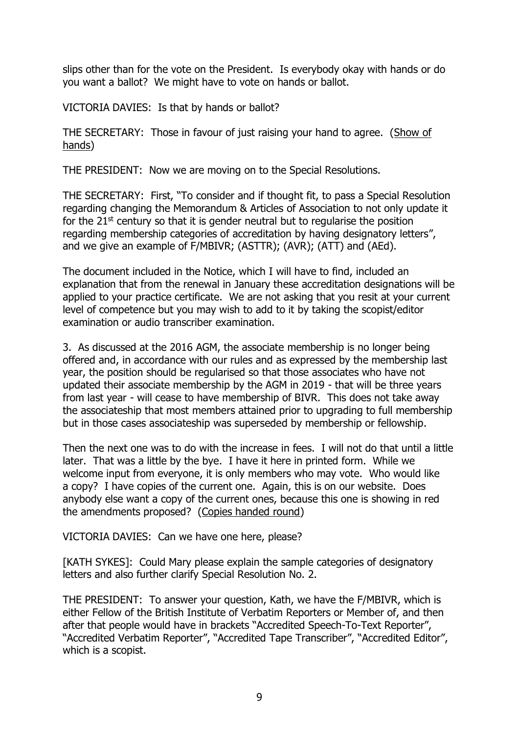slips other than for the vote on the President. Is everybody okay with hands or do you want a ballot? We might have to vote on hands or ballot.

VICTORIA DAVIES: Is that by hands or ballot?

THE SECRETARY: Those in favour of just raising your hand to agree. (Show of hands)

THE PRESIDENT: Now we are moving on to the Special Resolutions.

THE SECRETARY: First, "To consider and if thought fit, to pass a Special Resolution regarding changing the Memorandum & Articles of Association to not only update it for the 21st century so that it is gender neutral but to regularise the position regarding membership categories of accreditation by having designatory letters", and we give an example of F/MBIVR; (ASTTR); (AVR); (ATT) and (AEd).

The document included in the Notice, which I will have to find, included an explanation that from the renewal in January these accreditation designations will be applied to your practice certificate. We are not asking that you resit at your current level of competence but you may wish to add to it by taking the scopist/editor examination or audio transcriber examination.

3. As discussed at the 2016 AGM, the associate membership is no longer being offered and, in accordance with our rules and as expressed by the membership last year, the position should be regularised so that those associates who have not updated their associate membership by the AGM in 2019 - that will be three years from last year - will cease to have membership of BIVR. This does not take away the associateship that most members attained prior to upgrading to full membership but in those cases associateship was superseded by membership or fellowship.

Then the next one was to do with the increase in fees. I will not do that until a little later. That was a little by the bye. I have it here in printed form. While we welcome input from everyone, it is only members who may vote. Who would like a copy? I have copies of the current one. Again, this is on our website. Does anybody else want a copy of the current ones, because this one is showing in red the amendments proposed? (Copies handed round)

VICTORIA DAVIES: Can we have one here, please?

[KATH SYKES]: Could Mary please explain the sample categories of designatory letters and also further clarify Special Resolution No. 2.

THE PRESIDENT: To answer your question, Kath, we have the F/MBIVR, which is either Fellow of the British Institute of Verbatim Reporters or Member of, and then after that people would have in brackets "Accredited Speech-To-Text Reporter", "Accredited Verbatim Reporter", "Accredited Tape Transcriber", "Accredited Editor", which is a scopist.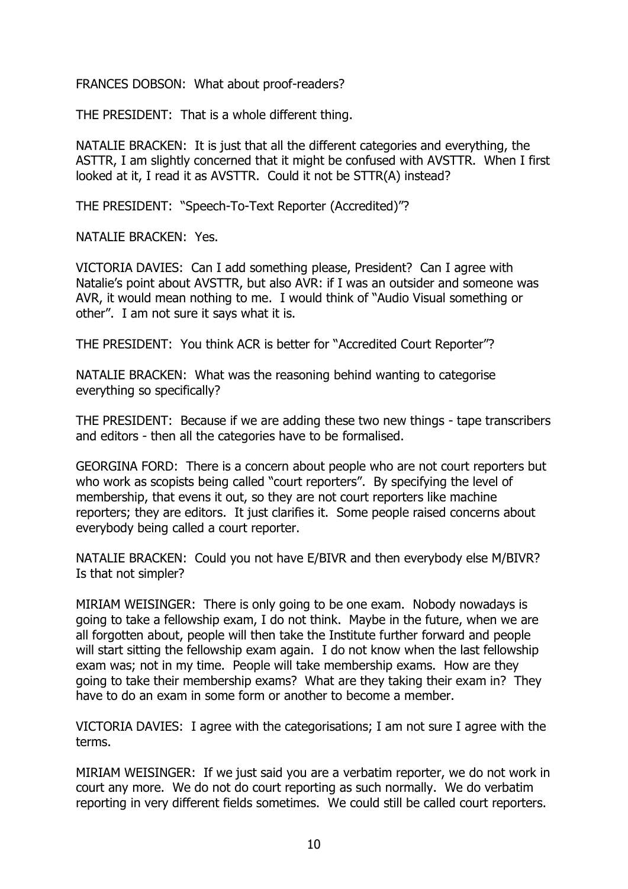FRANCES DOBSON: What about proof-readers?

THE PRESIDENT: That is a whole different thing.

NATALIE BRACKEN: It is just that all the different categories and everything, the ASTTR, I am slightly concerned that it might be confused with AVSTTR. When I first looked at it, I read it as AVSTTR. Could it not be STTR(A) instead?

THE PRESIDENT: "Speech-To-Text Reporter (Accredited)"?

NATALIE BRACKEN: Yes.

VICTORIA DAVIES: Can I add something please, President? Can I agree with Natalie's point about AVSTTR, but also AVR: if I was an outsider and someone was AVR, it would mean nothing to me. I would think of "Audio Visual something or other". I am not sure it says what it is.

THE PRESIDENT: You think ACR is better for "Accredited Court Reporter"?

NATALIE BRACKEN: What was the reasoning behind wanting to categorise everything so specifically?

THE PRESIDENT: Because if we are adding these two new things - tape transcribers and editors - then all the categories have to be formalised.

GEORGINA FORD: There is a concern about people who are not court reporters but who work as scopists being called "court reporters". By specifying the level of membership, that evens it out, so they are not court reporters like machine reporters; they are editors. It just clarifies it. Some people raised concerns about everybody being called a court reporter.

NATALIE BRACKEN: Could you not have E/BIVR and then everybody else M/BIVR? Is that not simpler?

MIRIAM WEISINGER: There is only going to be one exam. Nobody nowadays is going to take a fellowship exam, I do not think. Maybe in the future, when we are all forgotten about, people will then take the Institute further forward and people will start sitting the fellowship exam again. I do not know when the last fellowship exam was; not in my time. People will take membership exams. How are they going to take their membership exams? What are they taking their exam in? They have to do an exam in some form or another to become a member.

VICTORIA DAVIES: I agree with the categorisations; I am not sure I agree with the terms.

MIRIAM WEISINGER: If we just said you are a verbatim reporter, we do not work in court any more. We do not do court reporting as such normally. We do verbatim reporting in very different fields sometimes. We could still be called court reporters.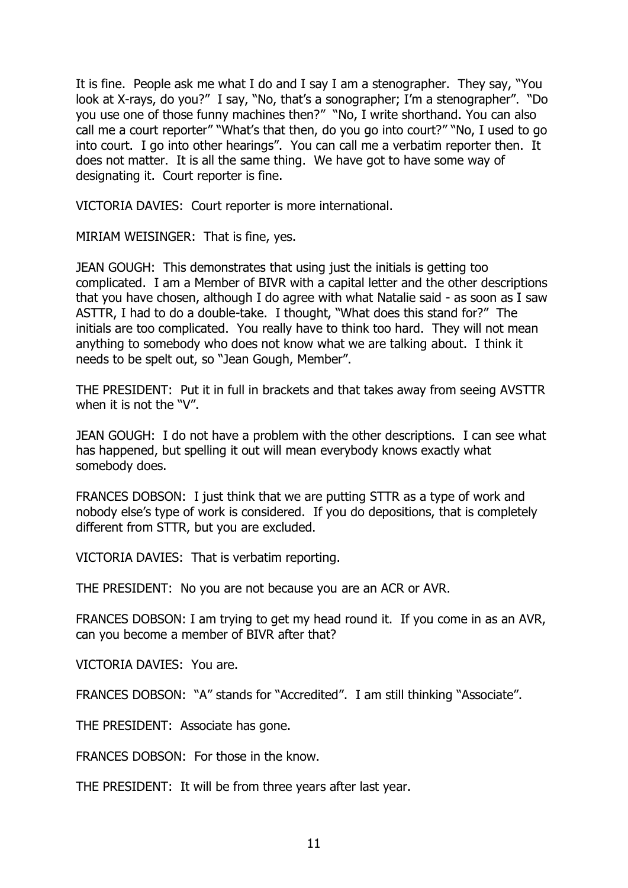It is fine. People ask me what I do and I say I am a stenographer. They say, "You look at X-rays, do you?" I say, "No, that's a sonographer; I'm a stenographer". "Do you use one of those funny machines then?" "No, I write shorthand. You can also call me a court reporter" "What's that then, do you go into court?" "No, I used to go into court. I go into other hearings". You can call me a verbatim reporter then. It does not matter. It is all the same thing. We have got to have some way of designating it. Court reporter is fine.

VICTORIA DAVIES: Court reporter is more international.

MIRIAM WEISINGER: That is fine, yes.

JEAN GOUGH: This demonstrates that using just the initials is getting too complicated. I am a Member of BIVR with a capital letter and the other descriptions that you have chosen, although I do agree with what Natalie said - as soon as I saw ASTTR, I had to do a double-take. I thought, "What does this stand for?" The initials are too complicated. You really have to think too hard. They will not mean anything to somebody who does not know what we are talking about. I think it needs to be spelt out, so "Jean Gough, Member".

THE PRESIDENT: Put it in full in brackets and that takes away from seeing AVSTTR when it is not the "V".

JEAN GOUGH: I do not have a problem with the other descriptions. I can see what has happened, but spelling it out will mean everybody knows exactly what somebody does.

FRANCES DOBSON: I just think that we are putting STTR as a type of work and nobody else's type of work is considered. If you do depositions, that is completely different from STTR, but you are excluded.

VICTORIA DAVIES: That is verbatim reporting.

THE PRESIDENT: No you are not because you are an ACR or AVR.

FRANCES DOBSON: I am trying to get my head round it. If you come in as an AVR, can you become a member of BIVR after that?

VICTORIA DAVIES: You are.

FRANCES DOBSON: "A" stands for "Accredited". I am still thinking "Associate".

THE PRESIDENT: Associate has gone.

FRANCES DOBSON: For those in the know.

THE PRESIDENT: It will be from three years after last year.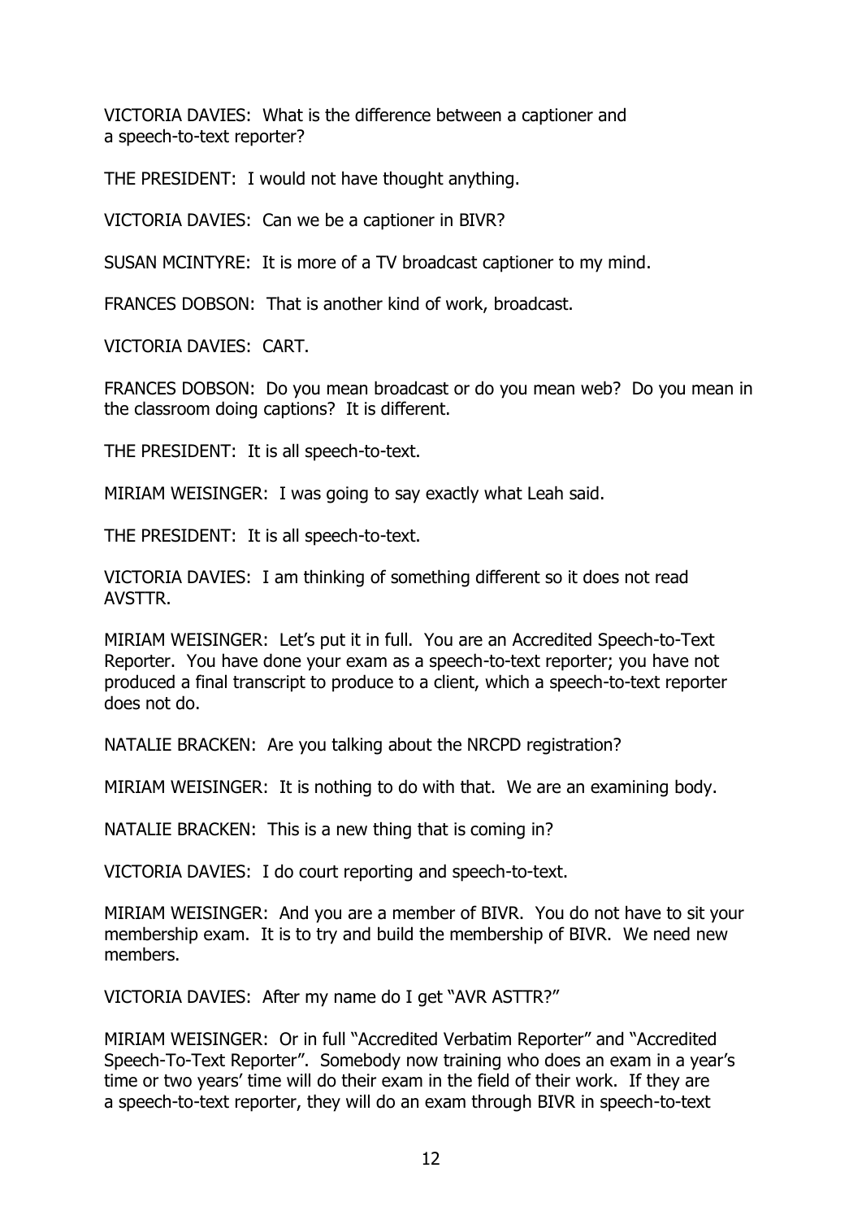VICTORIA DAVIES: What is the difference between a captioner and a speech-to-text reporter?

THE PRESIDENT: I would not have thought anything.

VICTORIA DAVIES: Can we be a captioner in BIVR?

SUSAN MCINTYRE: It is more of a TV broadcast captioner to my mind.

FRANCES DOBSON: That is another kind of work, broadcast.

VICTORIA DAVIES: CART.

FRANCES DOBSON: Do you mean broadcast or do you mean web? Do you mean in the classroom doing captions? It is different.

THE PRESIDENT: It is all speech-to-text.

MIRIAM WEISINGER: I was going to say exactly what Leah said.

THE PRESIDENT: It is all speech-to-text.

VICTORIA DAVIES: I am thinking of something different so it does not read AVSTTR.

MIRIAM WEISINGER: Let's put it in full. You are an Accredited Speech-to-Text Reporter. You have done your exam as a speech-to-text reporter; you have not produced a final transcript to produce to a client, which a speech-to-text reporter does not do.

NATALIE BRACKEN: Are you talking about the NRCPD registration?

MIRIAM WEISINGER: It is nothing to do with that. We are an examining body.

NATALIE BRACKEN: This is a new thing that is coming in?

VICTORIA DAVIES: I do court reporting and speech-to-text.

MIRIAM WEISINGER: And you are a member of BIVR. You do not have to sit your membership exam. It is to try and build the membership of BIVR. We need new members.

VICTORIA DAVIES: After my name do I get "AVR ASTTR?"

MIRIAM WEISINGER: Or in full "Accredited Verbatim Reporter" and "Accredited Speech-To-Text Reporter". Somebody now training who does an exam in a year's time or two years' time will do their exam in the field of their work. If they are a speech-to-text reporter, they will do an exam through BIVR in speech-to-text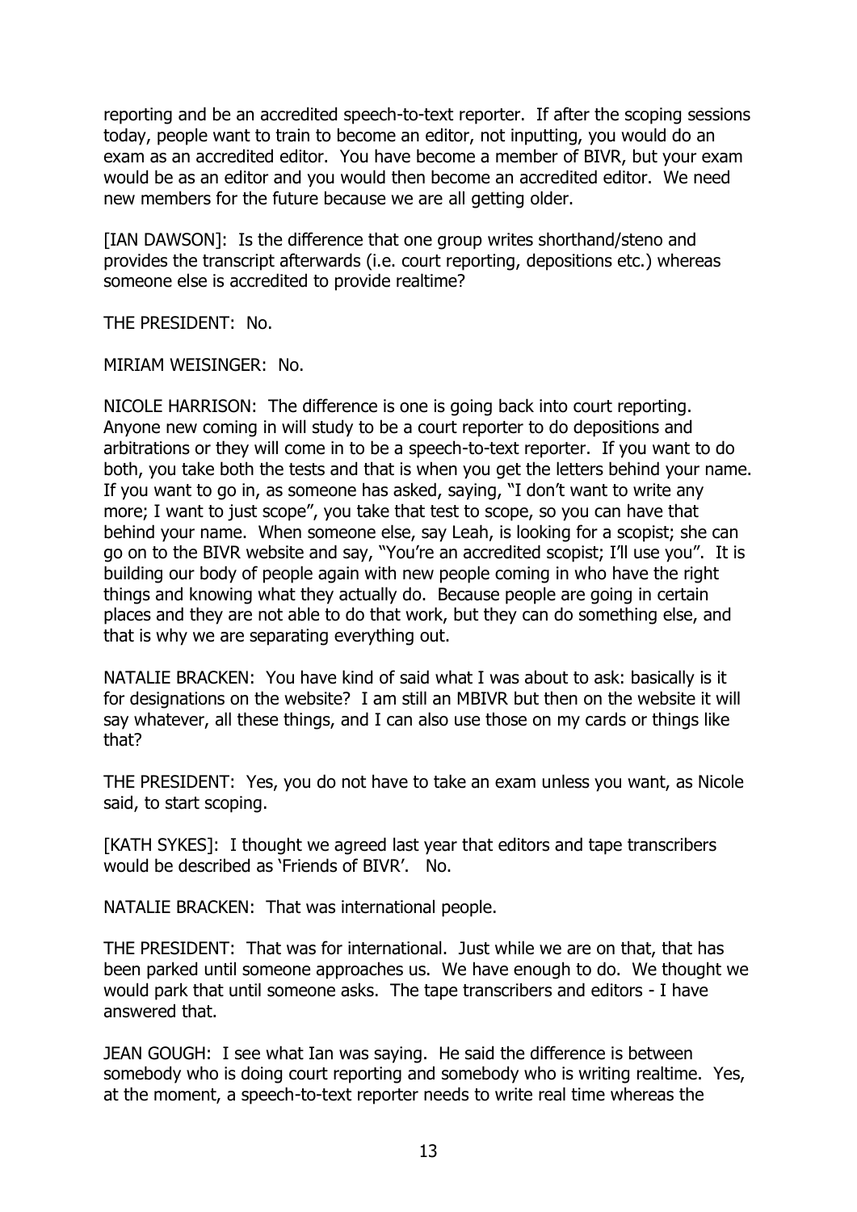reporting and be an accredited speech-to-text reporter. If after the scoping sessions today, people want to train to become an editor, not inputting, you would do an exam as an accredited editor. You have become a member of BIVR, but your exam would be as an editor and you would then become an accredited editor. We need new members for the future because we are all getting older.

[IAN DAWSON]: Is the difference that one group writes shorthand/steno and provides the transcript afterwards (i.e. court reporting, depositions etc.) whereas someone else is accredited to provide realtime?

THE PRESIDENT: No.

MIRIAM WEISINGER: No.

NICOLE HARRISON: The difference is one is going back into court reporting. Anyone new coming in will study to be a court reporter to do depositions and arbitrations or they will come in to be a speech-to-text reporter. If you want to do both, you take both the tests and that is when you get the letters behind your name. If you want to go in, as someone has asked, saying, "I don't want to write any more; I want to just scope", you take that test to scope, so you can have that behind your name. When someone else, say Leah, is looking for a scopist; she can go on to the BIVR website and say, "You're an accredited scopist; I'll use you". It is building our body of people again with new people coming in who have the right things and knowing what they actually do. Because people are going in certain places and they are not able to do that work, but they can do something else, and that is why we are separating everything out.

NATALIE BRACKEN: You have kind of said what I was about to ask: basically is it for designations on the website? I am still an MBIVR but then on the website it will say whatever, all these things, and I can also use those on my cards or things like that?

THE PRESIDENT: Yes, you do not have to take an exam unless you want, as Nicole said, to start scoping.

[KATH SYKES]: I thought we agreed last year that editors and tape transcribers would be described as 'Friends of BIVR'. No.

NATALIE BRACKEN: That was international people.

THE PRESIDENT: That was for international. Just while we are on that, that has been parked until someone approaches us. We have enough to do. We thought we would park that until someone asks. The tape transcribers and editors - I have answered that.

JEAN GOUGH: I see what Ian was saying. He said the difference is between somebody who is doing court reporting and somebody who is writing realtime. Yes, at the moment, a speech-to-text reporter needs to write real time whereas the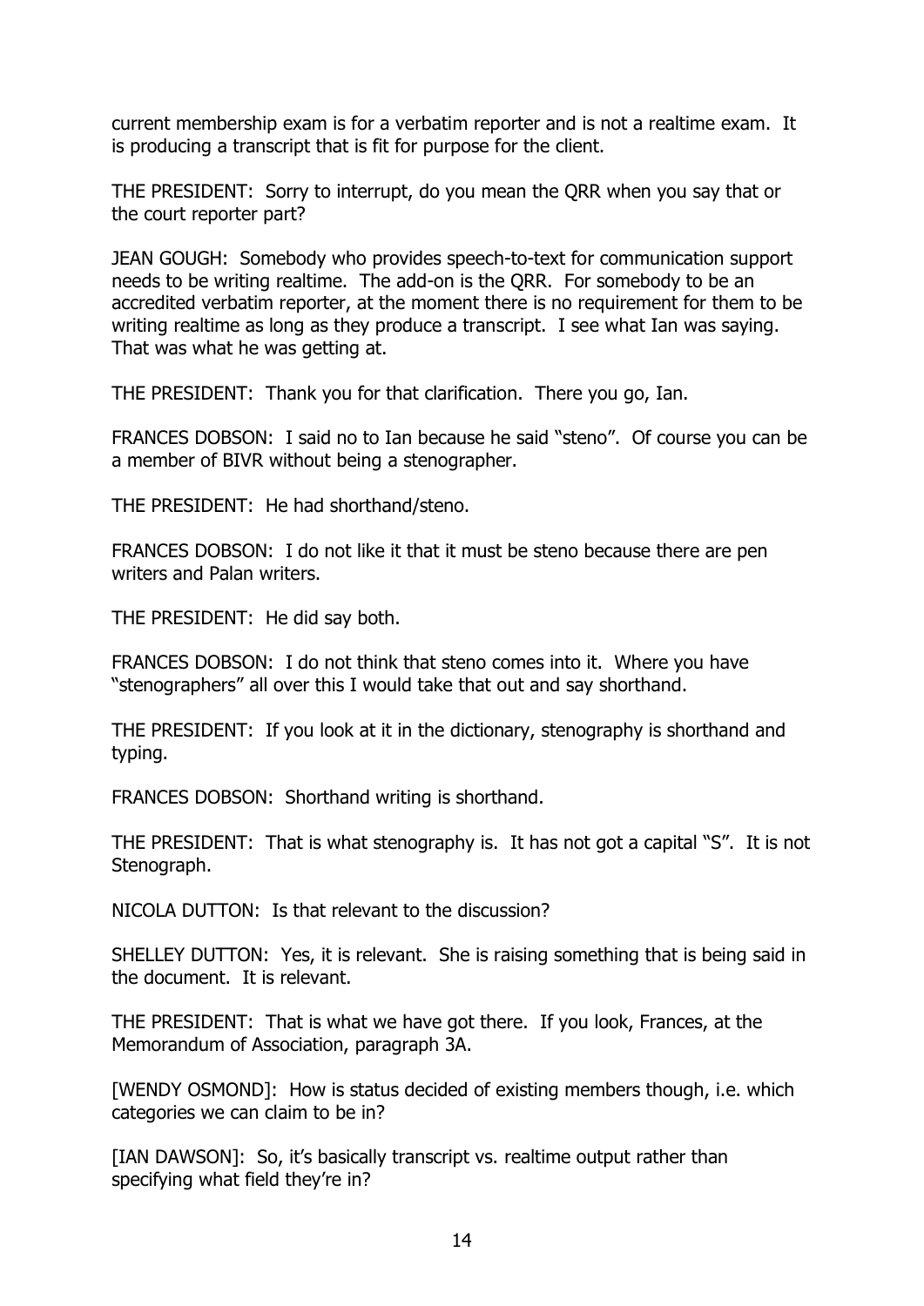current membership exam is for a verbatim reporter and is not a realtime exam. It is producing a transcript that is fit for purpose for the client.

THE PRESIDENT: Sorry to interrupt, do you mean the QRR when you say that or the court reporter part?

JEAN GOUGH: Somebody who provides speech-to-text for communication support needs to be writing realtime. The add-on is the QRR. For somebody to be an accredited verbatim reporter, at the moment there is no requirement for them to be writing realtime as long as they produce a transcript. I see what Ian was saying. That was what he was getting at.

THE PRESIDENT: Thank you for that clarification. There you go, Ian.

FRANCES DOBSON: I said no to Ian because he said "steno". Of course you can be a member of BIVR without being a stenographer.

THE PRESIDENT: He had shorthand/steno.

FRANCES DOBSON: I do not like it that it must be steno because there are pen writers and Palan writers.

THE PRESIDENT: He did say both.

FRANCES DOBSON: I do not think that steno comes into it. Where you have "stenographers" all over this I would take that out and say shorthand.

THE PRESIDENT: If you look at it in the dictionary, stenography is shorthand and typing.

FRANCES DOBSON: Shorthand writing is shorthand.

THE PRESIDENT: That is what stenography is. It has not got a capital "S". It is not Stenograph.

NICOLA DUTTON: Is that relevant to the discussion?

SHELLEY DUTTON: Yes, it is relevant. She is raising something that is being said in the document. It is relevant.

THE PRESIDENT: That is what we have got there. If you look, Frances, at the Memorandum of Association, paragraph 3A.

[WENDY OSMOND]: How is status decided of existing members though, i.e. which categories we can claim to be in?

[IAN DAWSON]: So, it's basically transcript vs. realtime output rather than specifying what field they're in?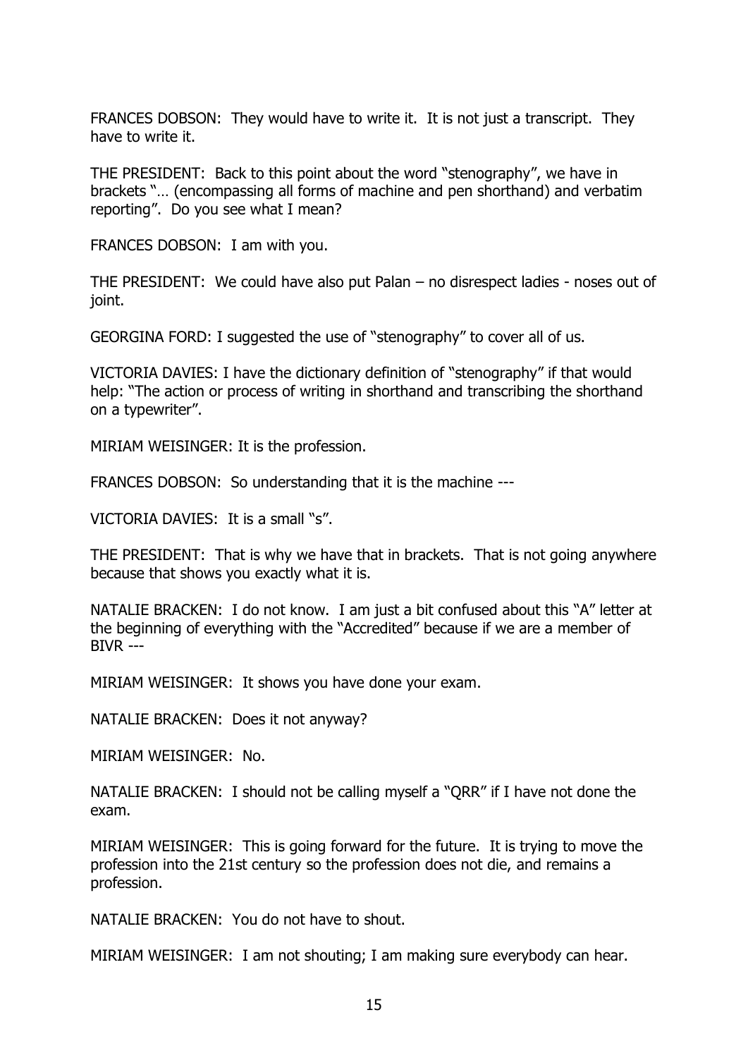FRANCES DOBSON: They would have to write it. It is not just a transcript. They have to write it.

THE PRESIDENT: Back to this point about the word "stenography", we have in brackets "… (encompassing all forms of machine and pen shorthand) and verbatim reporting". Do you see what I mean?

FRANCES DOBSON: I am with you.

THE PRESIDENT: We could have also put Palan – no disrespect ladies - noses out of joint.

GEORGINA FORD: I suggested the use of "stenography" to cover all of us.

VICTORIA DAVIES: I have the dictionary definition of "stenography" if that would help: "The action or process of writing in shorthand and transcribing the shorthand on a typewriter".

MIRIAM WEISINGER: It is the profession.

FRANCES DOBSON: So understanding that it is the machine ---

VICTORIA DAVIES: It is a small "s".

THE PRESIDENT: That is why we have that in brackets. That is not going anywhere because that shows you exactly what it is.

NATALIE BRACKEN: I do not know. I am just a bit confused about this "A" letter at the beginning of everything with the "Accredited" because if we are a member of BIVR ---

MIRIAM WEISINGER: It shows you have done your exam.

NATALIE BRACKEN: Does it not anyway?

MIRIAM WEISINGER: No.

NATALIE BRACKEN: I should not be calling myself a "QRR" if I have not done the exam.

MIRIAM WEISINGER: This is going forward for the future. It is trying to move the profession into the 21st century so the profession does not die, and remains a profession.

NATALIE BRACKEN: You do not have to shout.

MIRIAM WEISINGER: I am not shouting; I am making sure everybody can hear.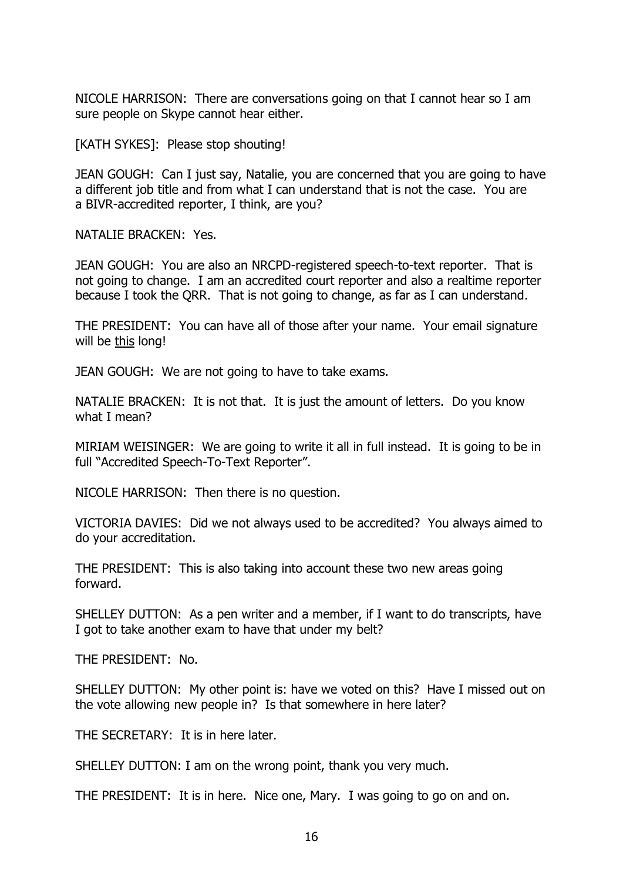NICOLE HARRISON: There are conversations going on that I cannot hear so I am sure people on Skype cannot hear either.

[KATH SYKES]: Please stop shouting!

JEAN GOUGH: Can I just say, Natalie, you are concerned that you are going to have a different job title and from what I can understand that is not the case. You are a BIVR-accredited reporter, I think, are you?

NATALIE BRACKEN: Yes.

JEAN GOUGH: You are also an NRCPD-registered speech-to-text reporter. That is not going to change. I am an accredited court reporter and also a realtime reporter because I took the QRR. That is not going to change, as far as I can understand.

THE PRESIDENT: You can have all of those after your name. Your email signature will be <u>this</u> long!

JEAN GOUGH: We are not going to have to take exams.

NATALIE BRACKEN: It is not that. It is just the amount of letters. Do you know what I mean?

MIRIAM WEISINGER: We are going to write it all in full instead. It is going to be in full "Accredited Speech-To-Text Reporter".

NICOLE HARRISON: Then there is no question.

VICTORIA DAVIES: Did we not always used to be accredited? You always aimed to do your accreditation.

THE PRESIDENT: This is also taking into account these two new areas going forward.

SHELLEY DUTTON: As a pen writer and a member, if I want to do transcripts, have I got to take another exam to have that under my belt?

THE PRESIDENT: No.

SHELLEY DUTTON: My other point is: have we voted on this? Have I missed out on the vote allowing new people in? Is that somewhere in here later?

THE SECRETARY: It is in here later.

SHELLEY DUTTON: I am on the wrong point, thank you very much.

THE PRESIDENT: It is in here. Nice one, Mary. I was going to go on and on.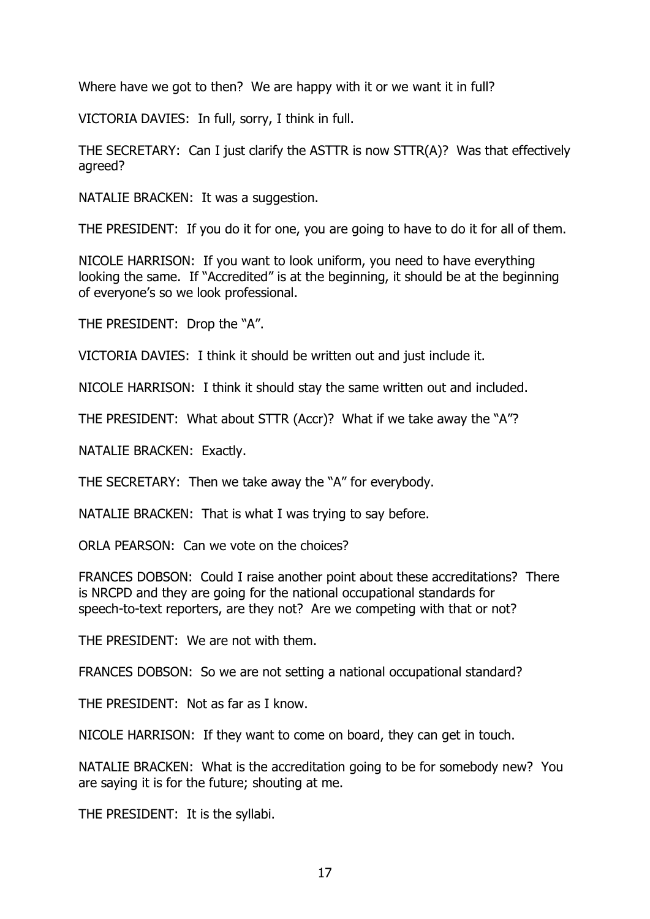Where have we got to then? We are happy with it or we want it in full?

VICTORIA DAVIES: In full, sorry, I think in full.

THE SECRETARY: Can I just clarify the ASTTR is now STTR(A)? Was that effectively agreed?

NATALIE BRACKEN: It was a suggestion.

THE PRESIDENT: If you do it for one, you are going to have to do it for all of them.

NICOLE HARRISON: If you want to look uniform, you need to have everything looking the same. If "Accredited" is at the beginning, it should be at the beginning of everyone's so we look professional.

THE PRESIDENT: Drop the "A".

VICTORIA DAVIES: I think it should be written out and just include it.

NICOLE HARRISON: I think it should stay the same written out and included.

THE PRESIDENT: What about STTR (Accr)? What if we take away the "A"?

NATALIE BRACKEN: Exactly.

THE SECRETARY: Then we take away the "A" for everybody.

NATALIE BRACKEN: That is what I was trying to say before.

ORLA PEARSON: Can we vote on the choices?

FRANCES DOBSON: Could I raise another point about these accreditations? There is NRCPD and they are going for the national occupational standards for speech-to-text reporters, are they not? Are we competing with that or not?

THE PRESIDENT: We are not with them.

FRANCES DOBSON: So we are not setting a national occupational standard?

THE PRESIDENT: Not as far as I know.

NICOLE HARRISON: If they want to come on board, they can get in touch.

NATALIE BRACKEN: What is the accreditation going to be for somebody new? You are saying it is for the future; shouting at me.

THE PRESIDENT: It is the syllabi.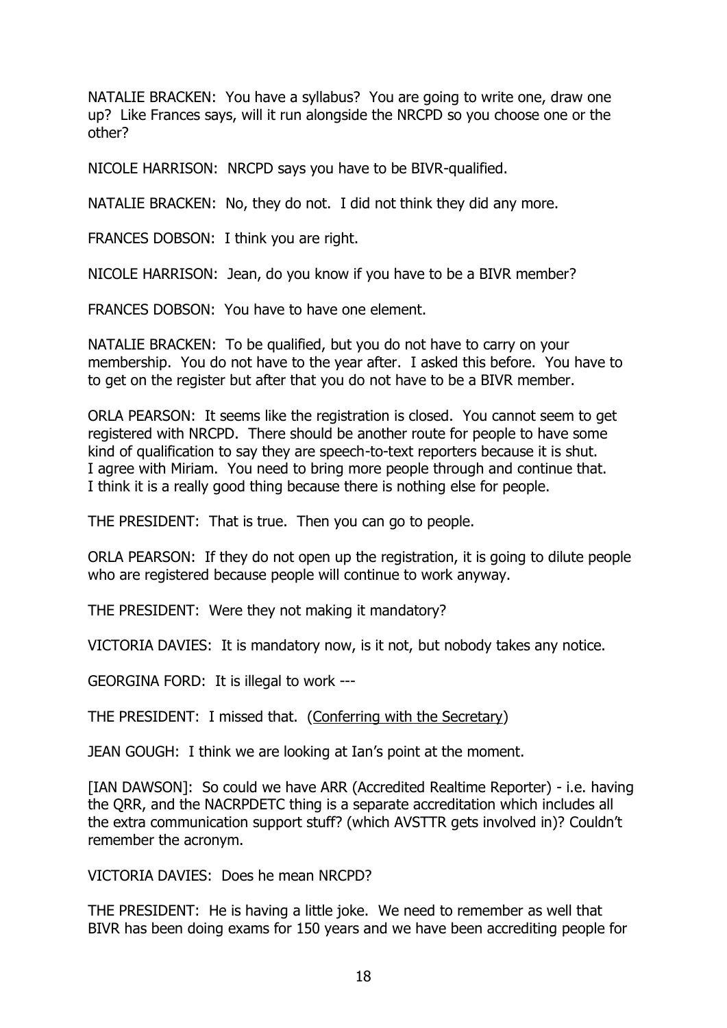NATALIE BRACKEN: You have a syllabus? You are going to write one, draw one up? Like Frances says, will it run alongside the NRCPD so you choose one or the other?

NICOLE HARRISON: NRCPD says you have to be BIVR-qualified.

NATALIE BRACKEN: No, they do not. I did not think they did any more.

FRANCES DOBSON: I think you are right.

NICOLE HARRISON: Jean, do you know if you have to be a BIVR member?

FRANCES DOBSON: You have to have one element.

NATALIE BRACKEN: To be qualified, but you do not have to carry on your membership. You do not have to the year after. I asked this before. You have to to get on the register but after that you do not have to be a BIVR member.

ORLA PEARSON: It seems like the registration is closed. You cannot seem to get registered with NRCPD. There should be another route for people to have some kind of qualification to say they are speech-to-text reporters because it is shut. I agree with Miriam. You need to bring more people through and continue that. I think it is a really good thing because there is nothing else for people.

THE PRESIDENT: That is true. Then you can go to people.

ORLA PEARSON: If they do not open up the registration, it is going to dilute people who are registered because people will continue to work anyway.

THE PRESIDENT: Were they not making it mandatory?

VICTORIA DAVIES: It is mandatory now, is it not, but nobody takes any notice.

GEORGINA FORD: It is illegal to work ---

THE PRESIDENT: I missed that. (<u>Conferring with the Secretary</u>)

JEAN GOUGH: I think we are looking at Ian's point at the moment.

[IAN DAWSON]: So could we have ARR (Accredited Realtime Reporter) - i.e. having the QRR, and the NACRPDETC thing is a separate accreditation which includes all the extra communication support stuff? (which AVSTTR gets involved in)? Couldn't remember the acronym.

VICTORIA DAVIES: Does he mean NRCPD?

THE PRESIDENT: He is having a little joke. We need to remember as well that BIVR has been doing exams for 150 years and we have been accrediting people for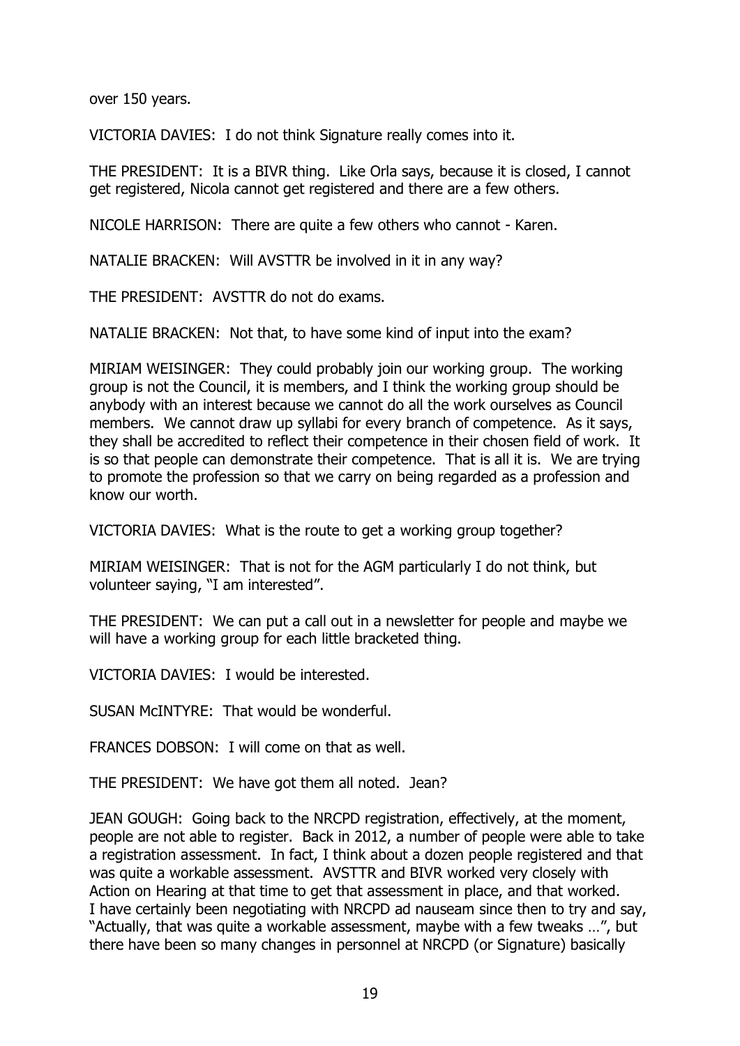over 150 years.

VICTORIA DAVIES: I do not think Signature really comes into it.

THE PRESIDENT: It is a BIVR thing. Like Orla says, because it is closed, I cannot get registered, Nicola cannot get registered and there are a few others.

NICOLE HARRISON: There are quite a few others who cannot - Karen.

NATALIE BRACKEN: Will AVSTTR be involved in it in any way?

THE PRESIDENT: AVSTTR do not do exams.

NATALIE BRACKEN: Not that, to have some kind of input into the exam?

MIRIAM WEISINGER: They could probably join our working group. The working group is not the Council, it is members, and I think the working group should be anybody with an interest because we cannot do all the work ourselves as Council members. We cannot draw up syllabi for every branch of competence. As it says, they shall be accredited to reflect their competence in their chosen field of work. It is so that people can demonstrate their competence. That is all it is. We are trying to promote the profession so that we carry on being regarded as a profession and know our worth.

VICTORIA DAVIES: What is the route to get a working group together?

MIRIAM WEISINGER: That is not for the AGM particularly I do not think, but volunteer saying, "I am interested".

THE PRESIDENT: We can put a call out in a newsletter for people and maybe we will have a working group for each little bracketed thing.

VICTORIA DAVIES: I would be interested.

SUSAN McINTYRE: That would be wonderful.

FRANCES DOBSON: I will come on that as well.

THE PRESIDENT: We have got them all noted. Jean?

JEAN GOUGH: Going back to the NRCPD registration, effectively, at the moment, people are not able to register. Back in 2012, a number of people were able to take a registration assessment. In fact, I think about a dozen people registered and that was quite a workable assessment. AVSTTR and BIVR worked very closely with Action on Hearing at that time to get that assessment in place, and that worked. I have certainly been negotiating with NRCPD ad nauseam since then to try and say, "Actually, that was quite a workable assessment, maybe with a few tweaks …", but there have been so many changes in personnel at NRCPD (or Signature) basically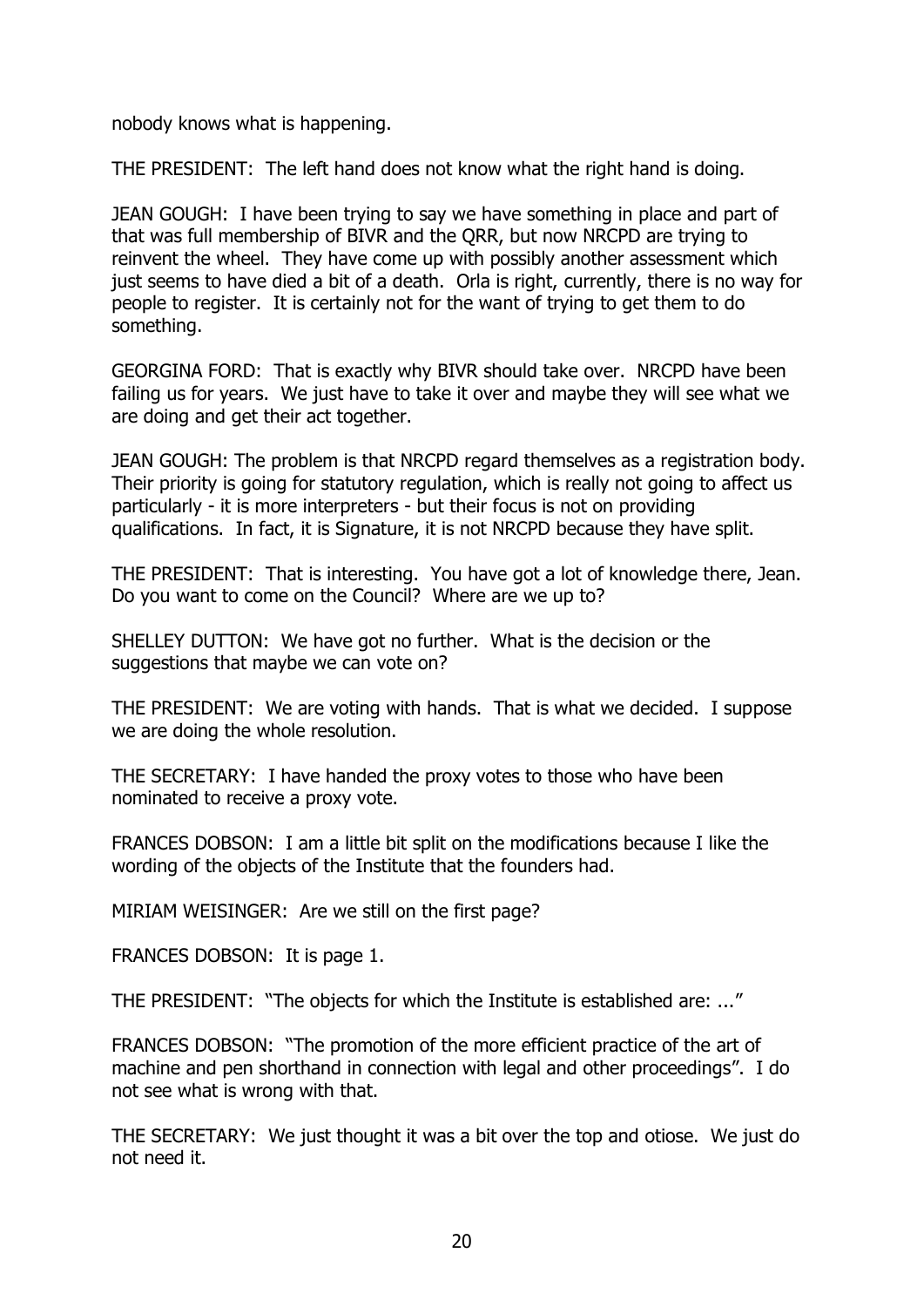nobody knows what is happening.

THE PRESIDENT: The left hand does not know what the right hand is doing.

JEAN GOUGH: I have been trying to say we have something in place and part of that was full membership of BIVR and the QRR, but now NRCPD are trying to reinvent the wheel. They have come up with possibly another assessment which just seems to have died a bit of a death. Orla is right, currently, there is no way for people to register. It is certainly not for the want of trying to get them to do something.

GEORGINA FORD: That is exactly why BIVR should take over. NRCPD have been failing us for years. We just have to take it over and maybe they will see what we are doing and get their act together.

JEAN GOUGH: The problem is that NRCPD regard themselves as a registration body. Their priority is going for statutory regulation, which is really not going to affect us particularly - it is more interpreters - but their focus is not on providing qualifications. In fact, it is Signature, it is not NRCPD because they have split.

THE PRESIDENT: That is interesting. You have got a lot of knowledge there, Jean. Do you want to come on the Council? Where are we up to?

SHELLEY DUTTON: We have got no further. What is the decision or the suggestions that maybe we can vote on?

THE PRESIDENT: We are voting with hands. That is what we decided. I suppose we are doing the whole resolution.

THE SECRETARY: I have handed the proxy votes to those who have been nominated to receive a proxy vote.

FRANCES DOBSON: I am a little bit split on the modifications because I like the wording of the objects of the Institute that the founders had.

MIRIAM WEISINGER: Are we still on the first page?

FRANCES DOBSON: It is page 1.

THE PRESIDENT: "The objects for which the Institute is established are: ..."

FRANCES DOBSON: "The promotion of the more efficient practice of the art of machine and pen shorthand in connection with legal and other proceedings". I do not see what is wrong with that.

THE SECRETARY: We just thought it was a bit over the top and otiose. We just do not need it.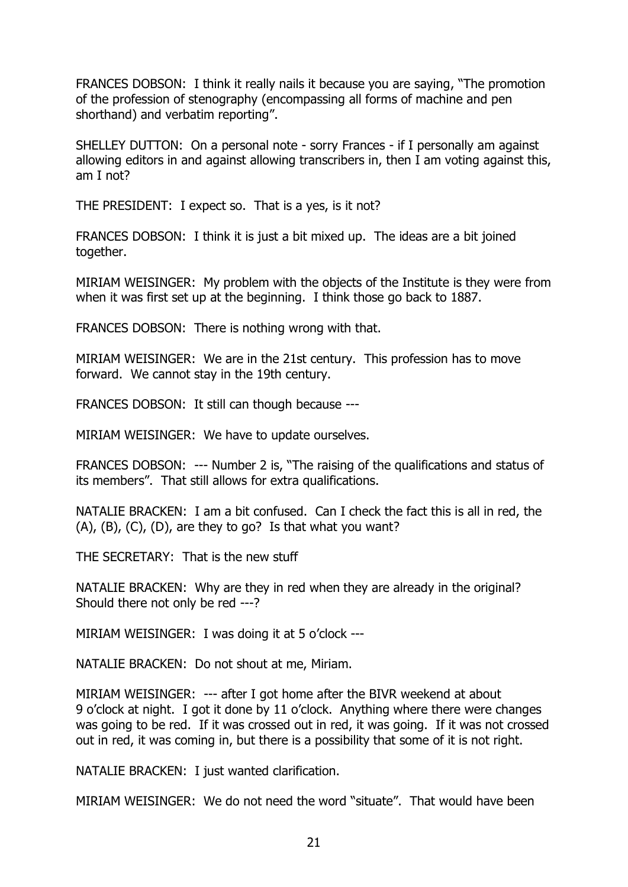FRANCES DOBSON: I think it really nails it because you are saying, "The promotion of the profession of stenography (encompassing all forms of machine and pen shorthand) and verbatim reporting".

SHELLEY DUTTON: On a personal note - sorry Frances - if I personally am against allowing editors in and against allowing transcribers in, then I am voting against this, am I not?

THE PRESIDENT: I expect so. That is a yes, is it not?

FRANCES DOBSON: I think it is just a bit mixed up. The ideas are a bit joined together.

MIRIAM WEISINGER: My problem with the objects of the Institute is they were from when it was first set up at the beginning. I think those go back to 1887.

FRANCES DOBSON: There is nothing wrong with that.

MIRIAM WEISINGER: We are in the 21st century. This profession has to move forward. We cannot stay in the 19th century.

FRANCES DOBSON: It still can though because ---

MIRIAM WEISINGER: We have to update ourselves.

FRANCES DOBSON: --- Number 2 is, "The raising of the qualifications and status of its members". That still allows for extra qualifications.

NATALIE BRACKEN: I am a bit confused. Can I check the fact this is all in red, the (A), (B), (C), (D), are they to go? Is that what you want?

THE SECRETARY: That is the new stuff

NATALIE BRACKEN: Why are they in red when they are already in the original? Should there not only be red ---?

MIRIAM WEISINGER: I was doing it at 5 o'clock ---

NATALIE BRACKEN: Do not shout at me, Miriam.

MIRIAM WEISINGER: --- after I got home after the BIVR weekend at about 9 o'clock at night. I got it done by 11 o'clock. Anything where there were changes was going to be red. If it was crossed out in red, it was going. If it was not crossed out in red, it was coming in, but there is a possibility that some of it is not right.

NATALIE BRACKEN: I just wanted clarification.

MIRIAM WEISINGER: We do not need the word "situate". That would have been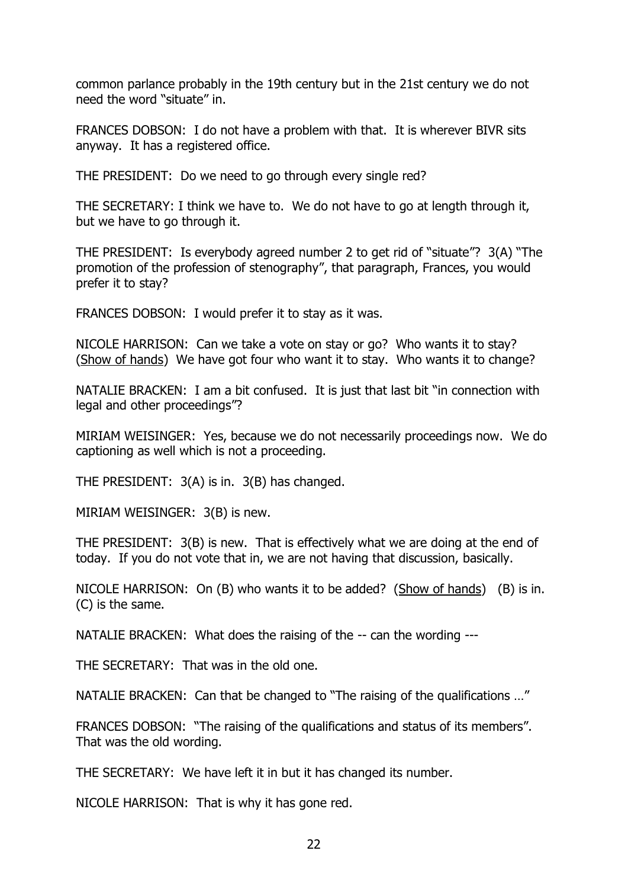common parlance probably in the 19th century but in the 21st century we do not need the word "situate" in.

FRANCES DOBSON: I do not have a problem with that. It is wherever BIVR sits anyway. It has a registered office.

THE PRESIDENT: Do we need to go through every single red?

THE SECRETARY: I think we have to. We do not have to go at length through it, but we have to go through it.

THE PRESIDENT: Is everybody agreed number 2 to get rid of "situate"? 3(A) "The promotion of the profession of stenography", that paragraph, Frances, you would prefer it to stay?

FRANCES DOBSON: I would prefer it to stay as it was.

NICOLE HARRISON: Can we take a vote on stay or go? Who wants it to stay? (Show of hands) We have got four who want it to stay. Who wants it to change?

NATALIE BRACKEN: I am a bit confused. It is just that last bit "in connection with legal and other proceedings"?

MIRIAM WEISINGER: Yes, because we do not necessarily proceedings now. We do captioning as well which is not a proceeding.

THE PRESIDENT: 3(A) is in. 3(B) has changed.

MIRIAM WEISINGER: 3(B) is new.

THE PRESIDENT: 3(B) is new. That is effectively what we are doing at the end of today. If you do not vote that in, we are not having that discussion, basically.

NICOLE HARRISON: On (B) who wants it to be added? (Show of hands) (B) is in. (C) is the same.

NATALIE BRACKEN: What does the raising of the -- can the wording ---

THE SECRETARY: That was in the old one.

NATALIE BRACKEN: Can that be changed to "The raising of the qualifications …"

FRANCES DOBSON: "The raising of the qualifications and status of its members". That was the old wording.

THE SECRETARY: We have left it in but it has changed its number.

NICOLE HARRISON: That is why it has gone red.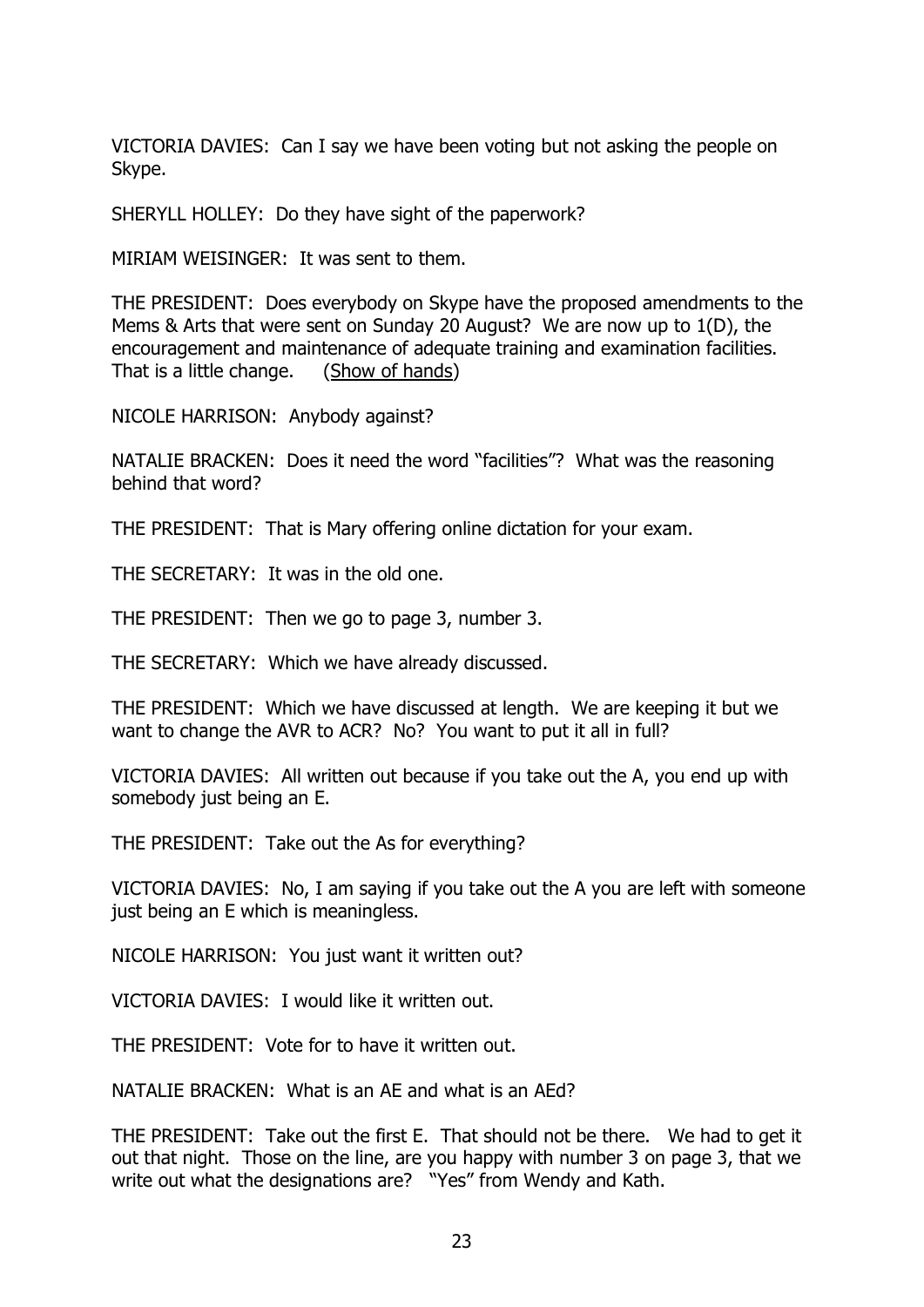VICTORIA DAVIES: Can I say we have been voting but not asking the people on Skype.

SHERYLL HOLLEY: Do they have sight of the paperwork?

MIRIAM WEISINGER: It was sent to them.

THE PRESIDENT: Does everybody on Skype have the proposed amendments to the Mems & Arts that were sent on Sunday 20 August? We are now up to 1(D), the encouragement and maintenance of adequate training and examination facilities. That is a little change. (Show of hands)

NICOLE HARRISON: Anybody against?

NATALIE BRACKEN: Does it need the word "facilities"? What was the reasoning behind that word?

THE PRESIDENT: That is Mary offering online dictation for your exam.

THE SECRETARY: It was in the old one.

THE PRESIDENT: Then we go to page 3, number 3.

THE SECRETARY: Which we have already discussed.

THE PRESIDENT: Which we have discussed at length. We are keeping it but we want to change the AVR to ACR? No? You want to put it all in full?

VICTORIA DAVIES: All written out because if you take out the A, you end up with somebody just being an E.

THE PRESIDENT: Take out the As for everything?

VICTORIA DAVIES: No, I am saying if you take out the A you are left with someone just being an E which is meaningless.

NICOLE HARRISON: You just want it written out?

VICTORIA DAVIES: I would like it written out.

THE PRESIDENT: Vote for to have it written out.

NATALIE BRACKEN: What is an AE and what is an AEd?

THE PRESIDENT: Take out the first E. That should not be there. We had to get it out that night. Those on the line, are you happy with number 3 on page 3, that we write out what the designations are? "Yes" from Wendy and Kath.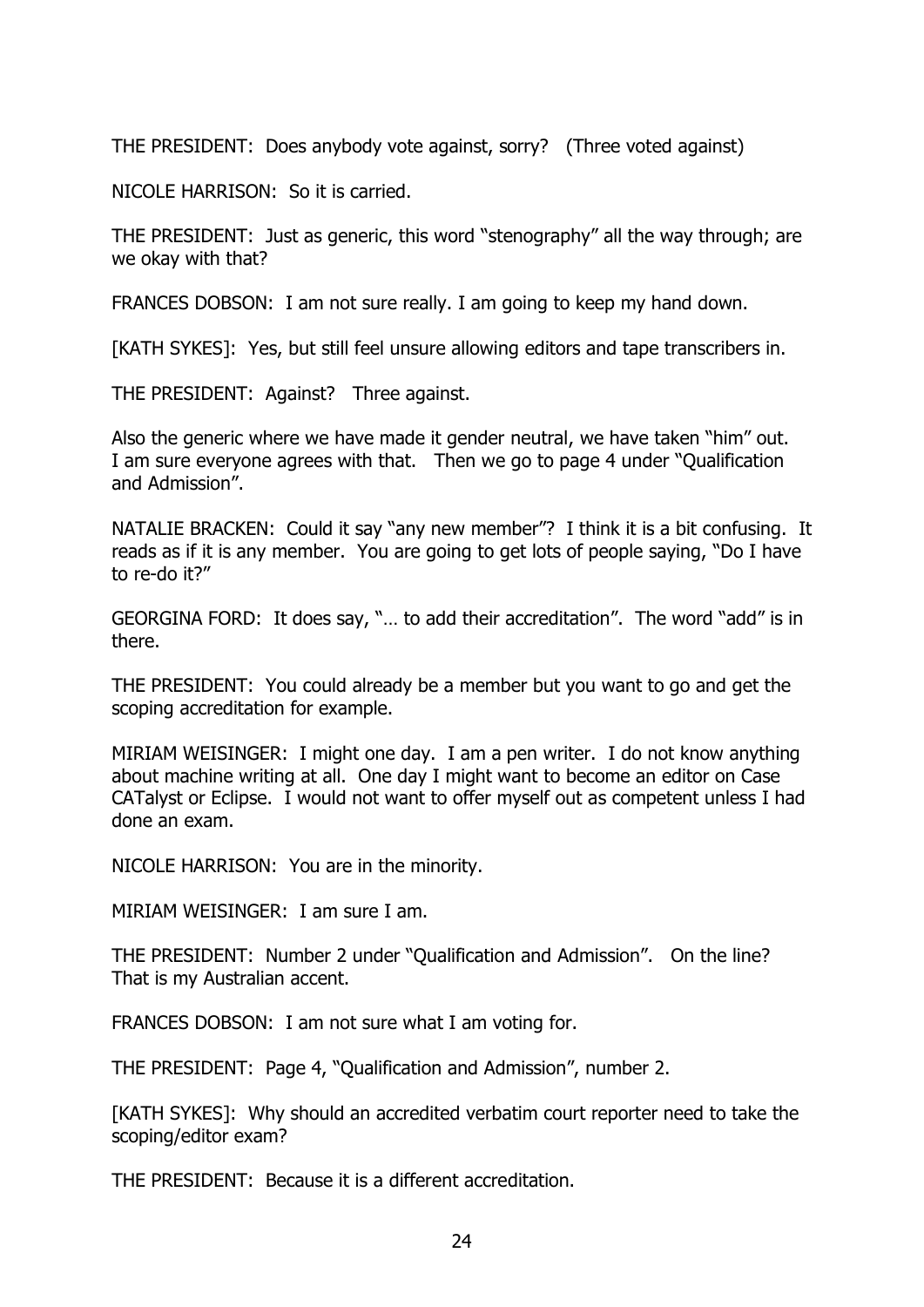THE PRESIDENT: Does anybody vote against, sorry? (Three voted against)

NICOLE HARRISON: So it is carried.

THE PRESIDENT: Just as generic, this word "stenography" all the way through; are we okay with that?

FRANCES DOBSON: I am not sure really. I am going to keep my hand down.

[KATH SYKES]: Yes, but still feel unsure allowing editors and tape transcribers in.

THE PRESIDENT: Against? Three against.

Also the generic where we have made it gender neutral, we have taken "him" out. I am sure everyone agrees with that. Then we go to page 4 under "Qualification and Admission".

NATALIE BRACKEN: Could it say "any new member"? I think it is a bit confusing. It reads as if it is any member. You are going to get lots of people saying, "Do I have to re-do it?"

GEORGINA FORD: It does say, "… to add their accreditation". The word "add" is in there.

THE PRESIDENT: You could already be a member but you want to go and get the scoping accreditation for example.

MIRIAM WEISINGER: I might one day. I am a pen writer. I do not know anything about machine writing at all. One day I might want to become an editor on Case CATalyst or Eclipse. I would not want to offer myself out as competent unless I had done an exam.

NICOLE HARRISON: You are in the minority.

MIRIAM WEISINGER: I am sure I am.

THE PRESIDENT: Number 2 under "Qualification and Admission". On the line? That is my Australian accent.

FRANCES DOBSON: I am not sure what I am voting for.

THE PRESIDENT: Page 4, "Qualification and Admission", number 2.

[KATH SYKES]: Why should an accredited verbatim court reporter need to take the scoping/editor exam?

THE PRESIDENT: Because it is a different accreditation.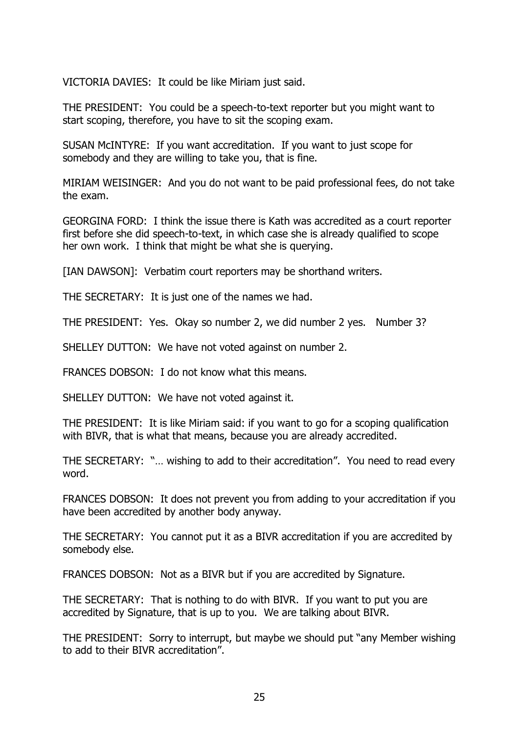VICTORIA DAVIES: It could be like Miriam just said.

THE PRESIDENT: You could be a speech-to-text reporter but you might want to start scoping, therefore, you have to sit the scoping exam.

SUSAN McINTYRE: If you want accreditation. If you want to just scope for somebody and they are willing to take you, that is fine.

MIRIAM WEISINGER: And you do not want to be paid professional fees, do not take the exam.

GEORGINA FORD: I think the issue there is Kath was accredited as a court reporter first before she did speech-to-text, in which case she is already qualified to scope her own work. I think that might be what she is querying.

[IAN DAWSON]: Verbatim court reporters may be shorthand writers.

THE SECRETARY: It is just one of the names we had.

THE PRESIDENT: Yes. Okay so number 2, we did number 2 yes. Number 3?

SHELLEY DUTTON: We have not voted against on number 2.

FRANCES DOBSON: I do not know what this means.

SHELLEY DUTTON: We have not voted against it.

THE PRESIDENT: It is like Miriam said: if you want to go for a scoping qualification with BIVR, that is what that means, because you are already accredited.

THE SECRETARY: "… wishing to add to their accreditation". You need to read every word.

FRANCES DOBSON: It does not prevent you from adding to your accreditation if you have been accredited by another body anyway.

THE SECRETARY: You cannot put it as a BIVR accreditation if you are accredited by somebody else.

FRANCES DOBSON: Not as a BIVR but if you are accredited by Signature.

THE SECRETARY: That is nothing to do with BIVR. If you want to put you are accredited by Signature, that is up to you. We are talking about BIVR.

THE PRESIDENT: Sorry to interrupt, but maybe we should put "any Member wishing to add to their BIVR accreditation".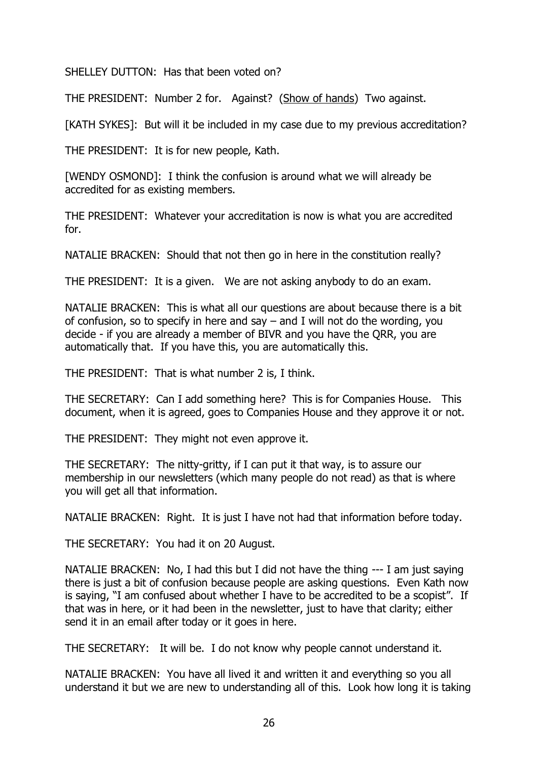SHELLEY DUTTON: Has that been voted on?

THE PRESIDENT: Number 2 for. Against? (<u>Show of hands</u>) Two against.

[KATH SYKES]: But will it be included in my case due to my previous accreditation?

THE PRESIDENT: It is for new people, Kath.

[WENDY OSMOND]: I think the confusion is around what we will already be accredited for as existing members.

THE PRESIDENT: Whatever your accreditation is now is what you are accredited for.

NATALIE BRACKEN: Should that not then go in here in the constitution really?

THE PRESIDENT: It is a given. We are not asking anybody to do an exam.

NATALIE BRACKEN: This is what all our questions are about because there is a bit of confusion, so to specify in here and say – and I will not do the wording, you decide - if you are already a member of BIVR and you have the QRR, you are automatically that. If you have this, you are automatically this.

THE PRESIDENT: That is what number 2 is, I think.

THE SECRETARY: Can I add something here? This is for Companies House. This document, when it is agreed, goes to Companies House and they approve it or not.

THE PRESIDENT: They might not even approve it.

THE SECRETARY: The nitty-gritty, if I can put it that way, is to assure our membership in our newsletters (which many people do not read) as that is where you will get all that information.

NATALIE BRACKEN: Right. It is just I have not had that information before today.

THE SECRETARY: You had it on 20 August.

NATALIE BRACKEN: No, I had this but I did not have the thing --- I am just saying there is just a bit of confusion because people are asking questions. Even Kath now is saying, "I am confused about whether I have to be accredited to be a scopist". If that was in here, or it had been in the newsletter, just to have that clarity; either send it in an email after today or it goes in here.

THE SECRETARY: It will be. I do not know why people cannot understand it.

NATALIE BRACKEN: You have all lived it and written it and everything so you all understand it but we are new to understanding all of this. Look how long it is taking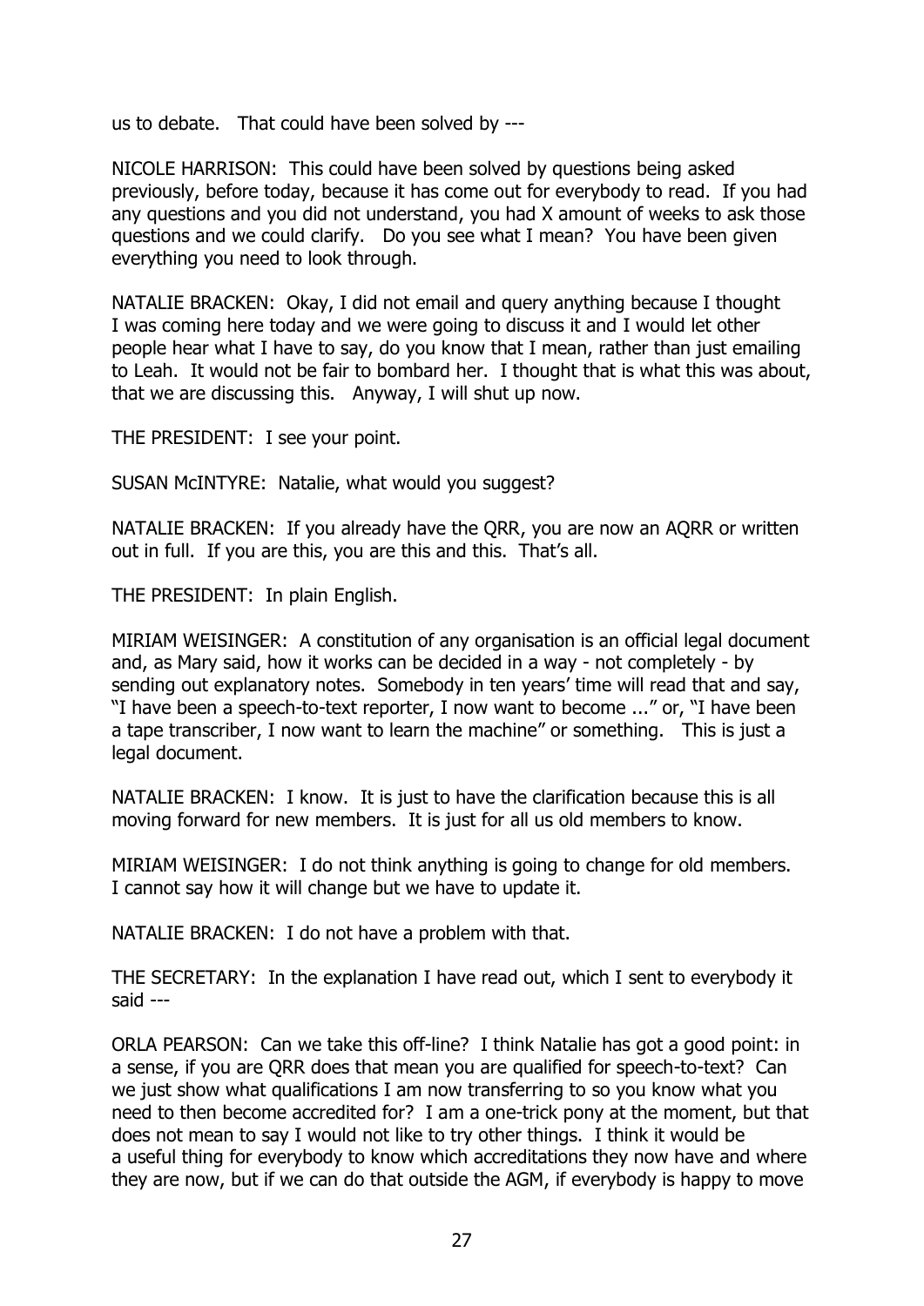us to debate.   That could have been solved by ---

NICOLE HARRISON:  This could have been solved by questions being asked previously, before today, because it has come out for everybody to read.  If you had any questions and you did not understand, you had X amount of weeks to ask those questions and we could clarify.   Do you see what I mean?  You have been given everything you need to look through.

NATALIE BRACKEN:  Okay, I did not email and query anything because I thought I was coming here today and we were going to discuss it and I would let other people hear what I have to say, do you know that I mean, rather than just emailing to Leah.  It would not be fair to bombard her.  I thought that is what this was about, that we are discussing this.   Anyway, I will shut up now.

THE PRESIDENT:  I see your point.

SUSAN McINTYRE:  Natalie, what would you suggest?

NATALIE BRACKEN:  If you already have the QRR, you are now an AQRR or written out in full.  If you are this, you are this and this.  That's all.

THE PRESIDENT:  In plain English.

MIRIAM WEISINGER:  A constitution of any organisation is an official legal document and, as Mary said, how it works can be decided in a way - not completely - by sending out explanatory notes.  Somebody in ten years' time will read that and say, "I have been a speech-to-text reporter, I now want to become ..." or, "I have been a tape transcriber, I now want to learn the machine" or something.   This is just a legal document.

NATALIE BRACKEN:  I know.  It is just to have the clarification because this is all moving forward for new members.  It is just for all us old members to know.

MIRIAM WEISINGER:  I do not think anything is going to change for old members. I cannot say how it will change but we have to update it.

NATALIE BRACKEN:  I do not have a problem with that.

THE SECRETARY:  In the explanation I have read out, which I sent to everybody it said ---

ORLA PEARSON:  Can we take this off-line?  I think Natalie has got a good point: in a sense, if you are QRR does that mean you are qualified for speech-to-text?  Can we just show what qualifications I am now transferring to so you know what you need to then become accredited for?  I am a one-trick pony at the moment, but that does not mean to say I would not like to try other things.  I think it would be a useful thing for everybody to know which accreditations they now have and where they are now, but if we can do that outside the AGM, if everybody is happy to move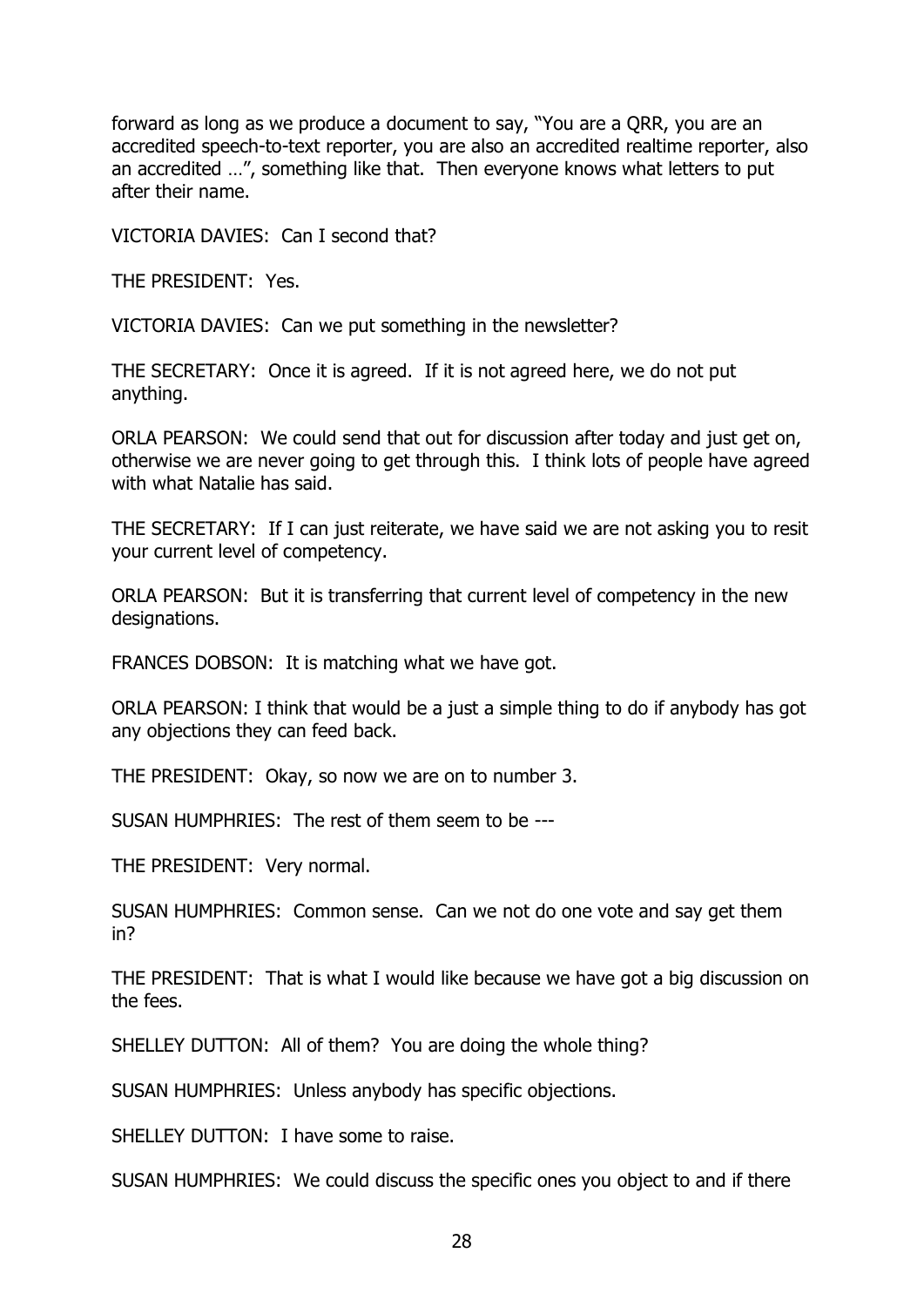forward as long as we produce a document to say, "You are a QRR, you are an accredited speech-to-text reporter, you are also an accredited realtime reporter, also an accredited …", something like that. Then everyone knows what letters to put after their name.

VICTORIA DAVIES: Can I second that?

THE PRESIDENT: Yes.

VICTORIA DAVIES: Can we put something in the newsletter?

THE SECRETARY: Once it is agreed. If it is not agreed here, we do not put anything.

ORLA PEARSON: We could send that out for discussion after today and just get on, otherwise we are never going to get through this. I think lots of people have agreed with what Natalie has said.

THE SECRETARY: If I can just reiterate, we have said we are not asking you to resit your current level of competency.

ORLA PEARSON: But it is transferring that current level of competency in the new designations.

FRANCES DOBSON: It is matching what we have got.

ORLA PEARSON: I think that would be a just a simple thing to do if anybody has got any objections they can feed back.

THE PRESIDENT: Okay, so now we are on to number 3.

SUSAN HUMPHRIES: The rest of them seem to be ---

THE PRESIDENT: Very normal.

SUSAN HUMPHRIES: Common sense. Can we not do one vote and say get them in?

THE PRESIDENT: That is what I would like because we have got a big discussion on the fees.

SHELLEY DUTTON: All of them? You are doing the whole thing?

SUSAN HUMPHRIES: Unless anybody has specific objections.

SHELLEY DUTTON: I have some to raise.

SUSAN HUMPHRIES: We could discuss the specific ones you object to and if there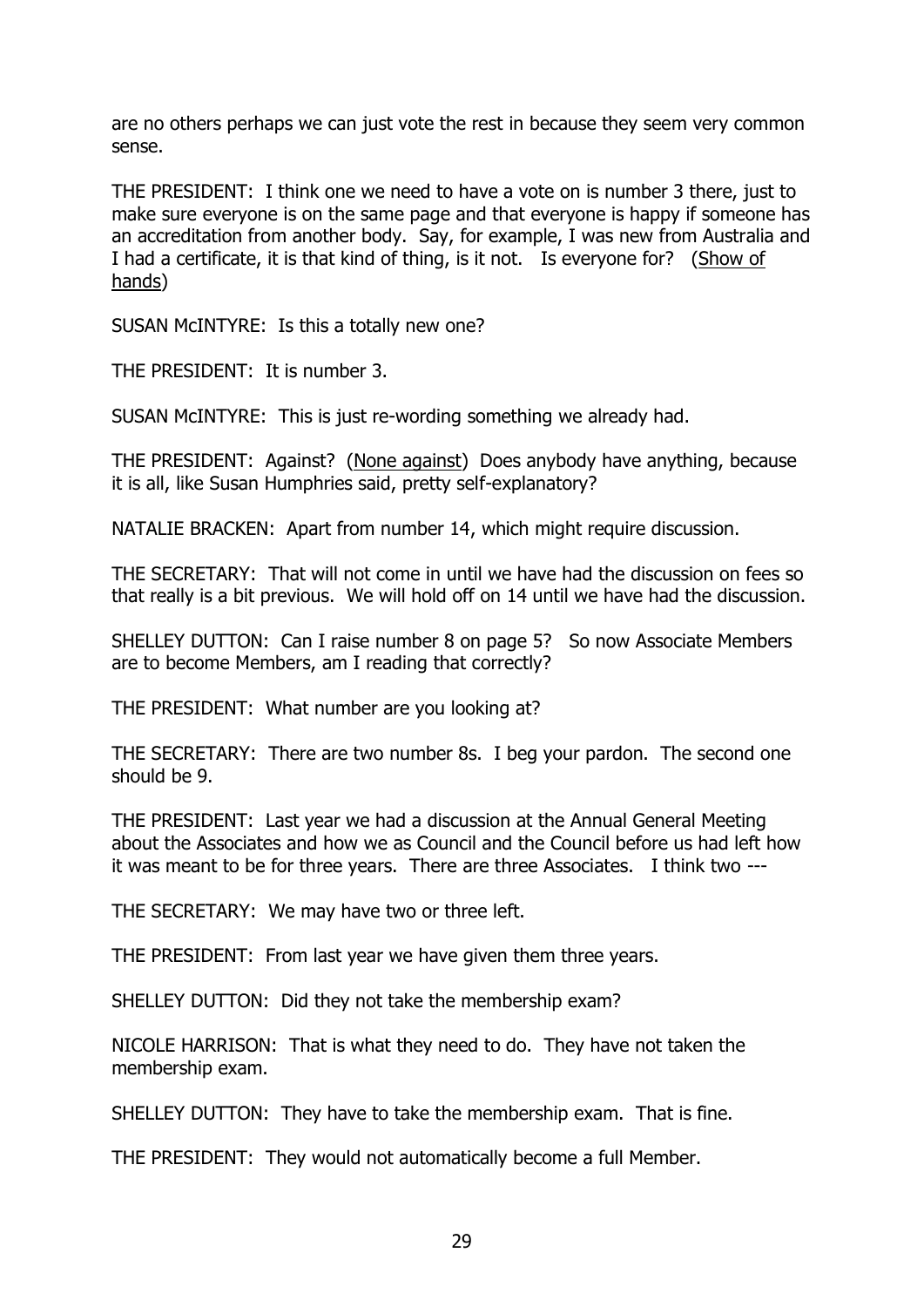are no others perhaps we can just vote the rest in because they seem very common sense.

THE PRESIDENT: I think one we need to have a vote on is number 3 there, just to make sure everyone is on the same page and that everyone is happy if someone has an accreditation from another body. Say, for example, I was new from Australia and I had a certificate, it is that kind of thing, is it not. Is everyone for? (Show of hands)

SUSAN McINTYRE: Is this a totally new one?

THE PRESIDENT: It is number 3.

SUSAN McINTYRE: This is just re-wording something we already had.

THE PRESIDENT: Against? (None against) Does anybody have anything, because it is all, like Susan Humphries said, pretty self-explanatory?

NATALIE BRACKEN: Apart from number 14, which might require discussion.

THE SECRETARY: That will not come in until we have had the discussion on fees so that really is a bit previous. We will hold off on 14 until we have had the discussion.

SHELLEY DUTTON: Can I raise number 8 on page 5? So now Associate Members are to become Members, am I reading that correctly?

THE PRESIDENT: What number are you looking at?

THE SECRETARY: There are two number 8s. I beg your pardon. The second one should be 9.

THE PRESIDENT: Last year we had a discussion at the Annual General Meeting about the Associates and how we as Council and the Council before us had left how it was meant to be for three years. There are three Associates. I think two ---

THE SECRETARY: We may have two or three left.

THE PRESIDENT: From last year we have given them three years.

SHELLEY DUTTON: Did they not take the membership exam?

NICOLE HARRISON: That is what they need to do. They have not taken the membership exam.

SHELLEY DUTTON: They have to take the membership exam. That is fine.

THE PRESIDENT: They would not automatically become a full Member.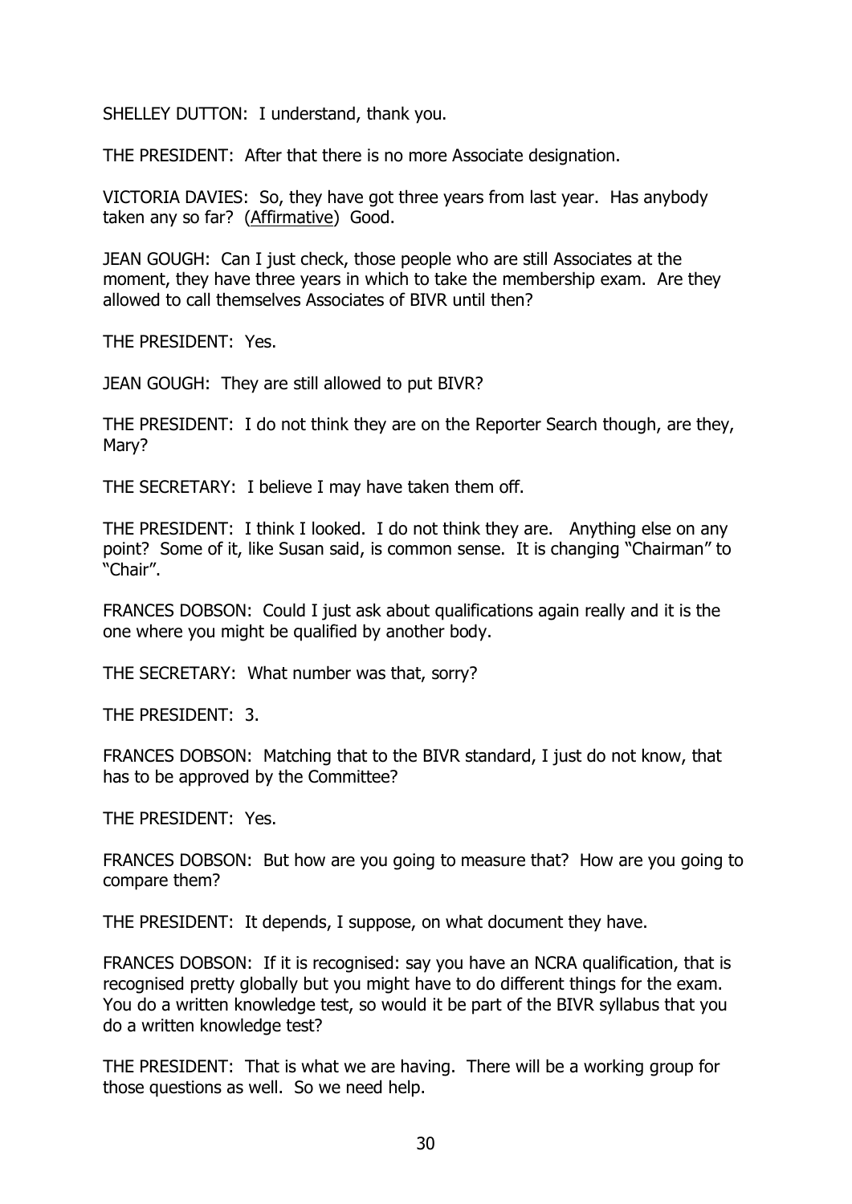SHELLEY DUTTON: I understand, thank you.

THE PRESIDENT: After that there is no more Associate designation.

VICTORIA DAVIES: So, they have got three years from last year. Has anybody taken any so far? (Affirmative) Good.

JEAN GOUGH: Can I just check, those people who are still Associates at the moment, they have three years in which to take the membership exam. Are they allowed to call themselves Associates of BIVR until then?

THE PRESIDENT: Yes.

JEAN GOUGH: They are still allowed to put BIVR?

THE PRESIDENT: I do not think they are on the Reporter Search though, are they, Mary?

THE SECRETARY: I believe I may have taken them off.

THE PRESIDENT: I think I looked. I do not think they are. Anything else on any point? Some of it, like Susan said, is common sense. It is changing "Chairman" to "Chair".

FRANCES DOBSON: Could I just ask about qualifications again really and it is the one where you might be qualified by another body.

THE SECRETARY: What number was that, sorry?

THE PRESIDENT: 3.

FRANCES DOBSON: Matching that to the BIVR standard, I just do not know, that has to be approved by the Committee?

THE PRESIDENT: Yes.

FRANCES DOBSON: But how are you going to measure that? How are you going to compare them?

THE PRESIDENT: It depends, I suppose, on what document they have.

FRANCES DOBSON: If it is recognised: say you have an NCRA qualification, that is recognised pretty globally but you might have to do different things for the exam. You do a written knowledge test, so would it be part of the BIVR syllabus that you do a written knowledge test?

THE PRESIDENT: That is what we are having. There will be a working group for those questions as well. So we need help.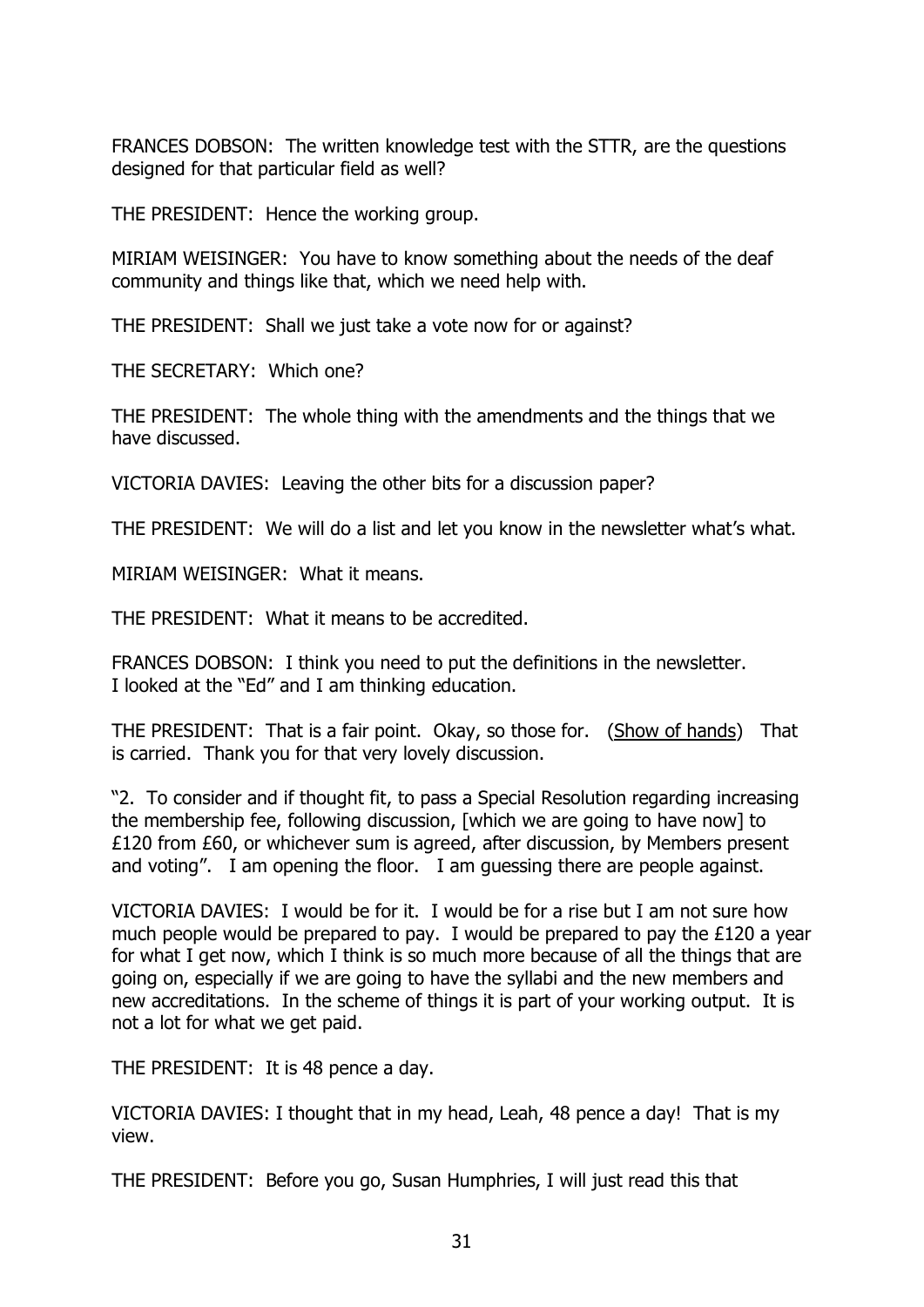FRANCES DOBSON: The written knowledge test with the STTR, are the questions designed for that particular field as well?

THE PRESIDENT: Hence the working group.

MIRIAM WEISINGER: You have to know something about the needs of the deaf community and things like that, which we need help with.

THE PRESIDENT: Shall we just take a vote now for or against?

THE SECRETARY: Which one?

THE PRESIDENT: The whole thing with the amendments and the things that we have discussed.

VICTORIA DAVIES: Leaving the other bits for a discussion paper?

THE PRESIDENT: We will do a list and let you know in the newsletter what's what.

MIRIAM WEISINGER: What it means.

THE PRESIDENT: What it means to be accredited.

FRANCES DOBSON: I think you need to put the definitions in the newsletter. I looked at the "Ed" and I am thinking education.

THE PRESIDENT: That is a fair point. Okay, so those for. (Show of hands) That is carried. Thank you for that very lovely discussion.

"2. To consider and if thought fit, to pass a Special Resolution regarding increasing the membership fee, following discussion, [which we are going to have now] to £120 from £60, or whichever sum is agreed, after discussion, by Members present and voting". I am opening the floor. I am guessing there are people against.

VICTORIA DAVIES: I would be for it. I would be for a rise but I am not sure how much people would be prepared to pay. I would be prepared to pay the £120 a year for what I get now, which I think is so much more because of all the things that are going on, especially if we are going to have the syllabi and the new members and new accreditations. In the scheme of things it is part of your working output. It is not a lot for what we get paid.

THE PRESIDENT: It is 48 pence a day.

VICTORIA DAVIES: I thought that in my head, Leah, 48 pence a day! That is my view.

THE PRESIDENT: Before you go, Susan Humphries, I will just read this that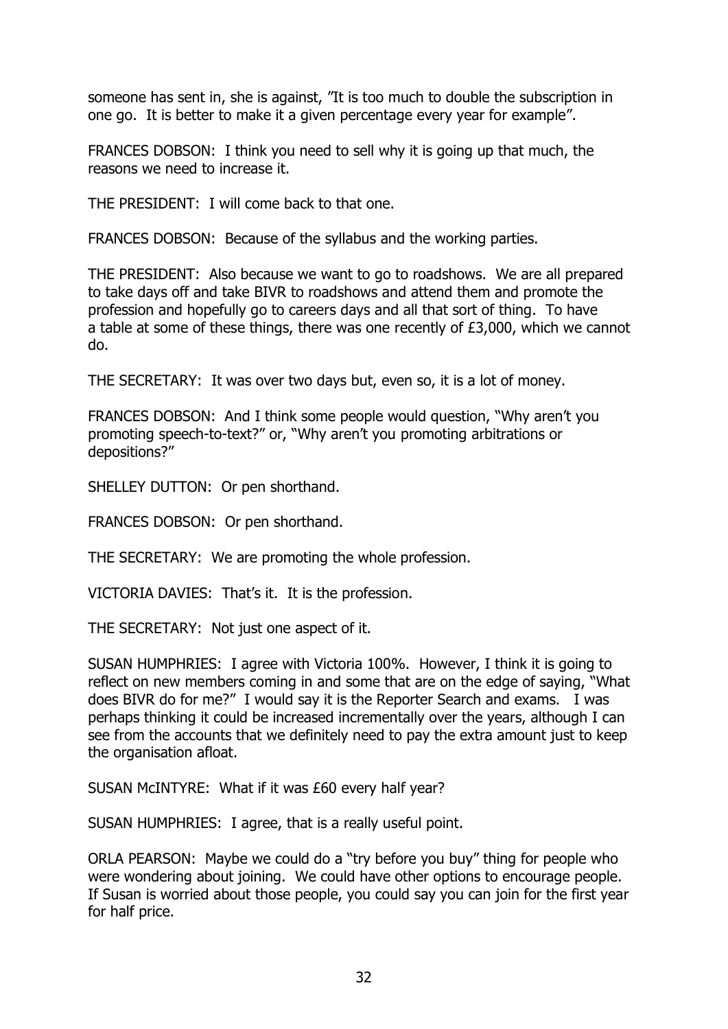someone has sent in, she is against, "It is too much to double the subscription in one go. It is better to make it a given percentage every year for example".

FRANCES DOBSON: I think you need to sell why it is going up that much, the reasons we need to increase it.

THE PRESIDENT: I will come back to that one.

FRANCES DOBSON: Because of the syllabus and the working parties.

THE PRESIDENT: Also because we want to go to roadshows. We are all prepared to take days off and take BIVR to roadshows and attend them and promote the profession and hopefully go to careers days and all that sort of thing. To have a table at some of these things, there was one recently of £3,000, which we cannot do.

THE SECRETARY: It was over two days but, even so, it is a lot of money.

FRANCES DOBSON: And I think some people would question, "Why aren't you promoting speech-to-text?" or, "Why aren't you promoting arbitrations or depositions?"

SHELLEY DUTTON: Or pen shorthand.

FRANCES DOBSON: Or pen shorthand.

THE SECRETARY: We are promoting the whole profession.

VICTORIA DAVIES: That's it. It is the profession.

THE SECRETARY: Not just one aspect of it.

SUSAN HUMPHRIES: I agree with Victoria 100%. However, I think it is going to reflect on new members coming in and some that are on the edge of saying, "What does BIVR do for me?" I would say it is the Reporter Search and exams. I was perhaps thinking it could be increased incrementally over the years, although I can see from the accounts that we definitely need to pay the extra amount just to keep the organisation afloat.

SUSAN McINTYRE: What if it was £60 every half year?

SUSAN HUMPHRIES: I agree, that is a really useful point.

ORLA PEARSON: Maybe we could do a "try before you buy" thing for people who were wondering about joining. We could have other options to encourage people. If Susan is worried about those people, you could say you can join for the first year for half price.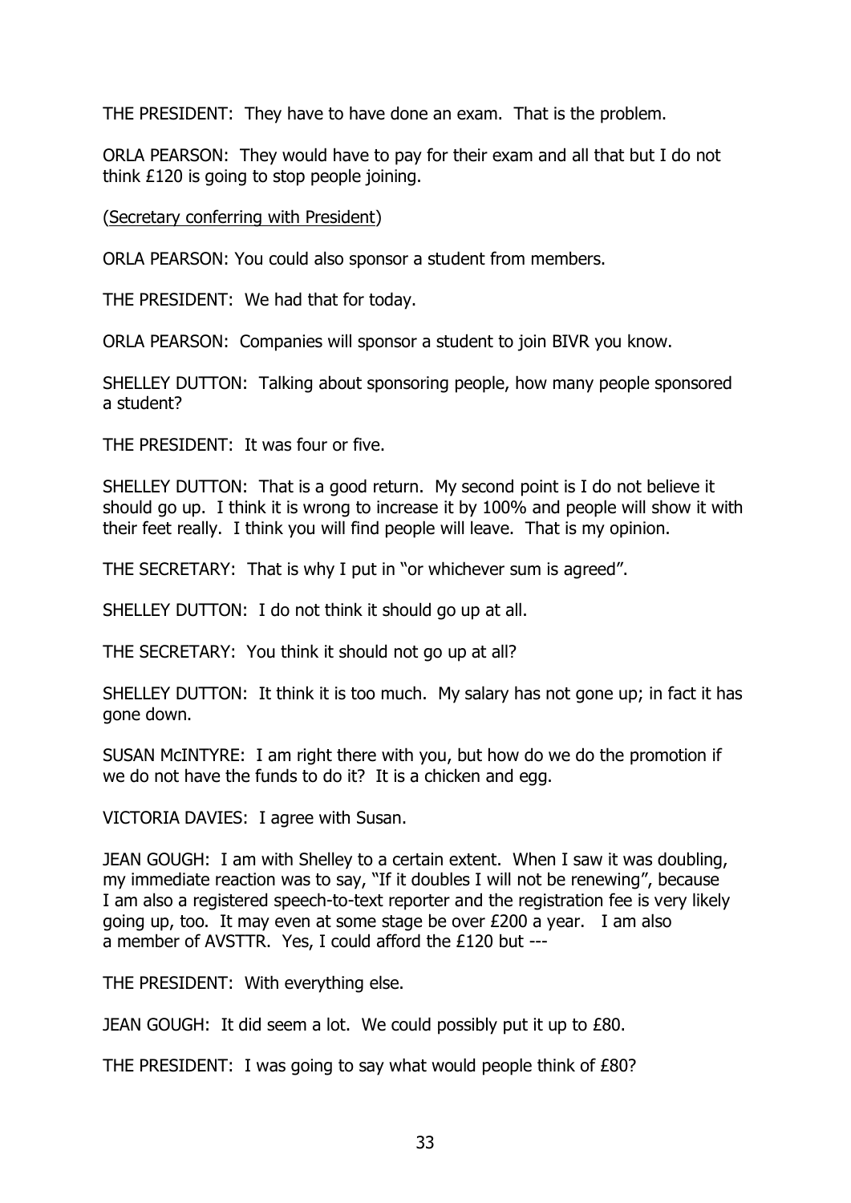THE PRESIDENT: They have to have done an exam. That is the problem.

ORLA PEARSON: They would have to pay for their exam and all that but I do not think £120 is going to stop people joining.

<u>(Secretary conferring with President)</u>

ORLA PEARSON: You could also sponsor a student from members.

THE PRESIDENT: We had that for today.

ORLA PEARSON: Companies will sponsor a student to join BIVR you know.

SHELLEY DUTTON: Talking about sponsoring people, how many people sponsored a student?

THE PRESIDENT: It was four or five.

SHELLEY DUTTON: That is a good return. My second point is I do not believe it should go up. I think it is wrong to increase it by 100% and people will show it with their feet really. I think you will find people will leave. That is my opinion.

THE SECRETARY: That is why I put in "or whichever sum is agreed".

SHELLEY DUTTON: I do not think it should go up at all.

THE SECRETARY: You think it should not go up at all?

SHELLEY DUTTON: It think it is too much. My salary has not gone up; in fact it has gone down.

SUSAN McINTYRE: I am right there with you, but how do we do the promotion if we do not have the funds to do it? It is a chicken and egg.

VICTORIA DAVIES: I agree with Susan.

JEAN GOUGH: I am with Shelley to a certain extent. When I saw it was doubling, my immediate reaction was to say, "If it doubles I will not be renewing", because I am also a registered speech-to-text reporter and the registration fee is very likely going up, too. It may even at some stage be over £200 a year. I am also a member of AVSTTR. Yes, I could afford the £120 but ---

THE PRESIDENT: With everything else.

JEAN GOUGH: It did seem a lot. We could possibly put it up to £80.

THE PRESIDENT: I was going to say what would people think of £80?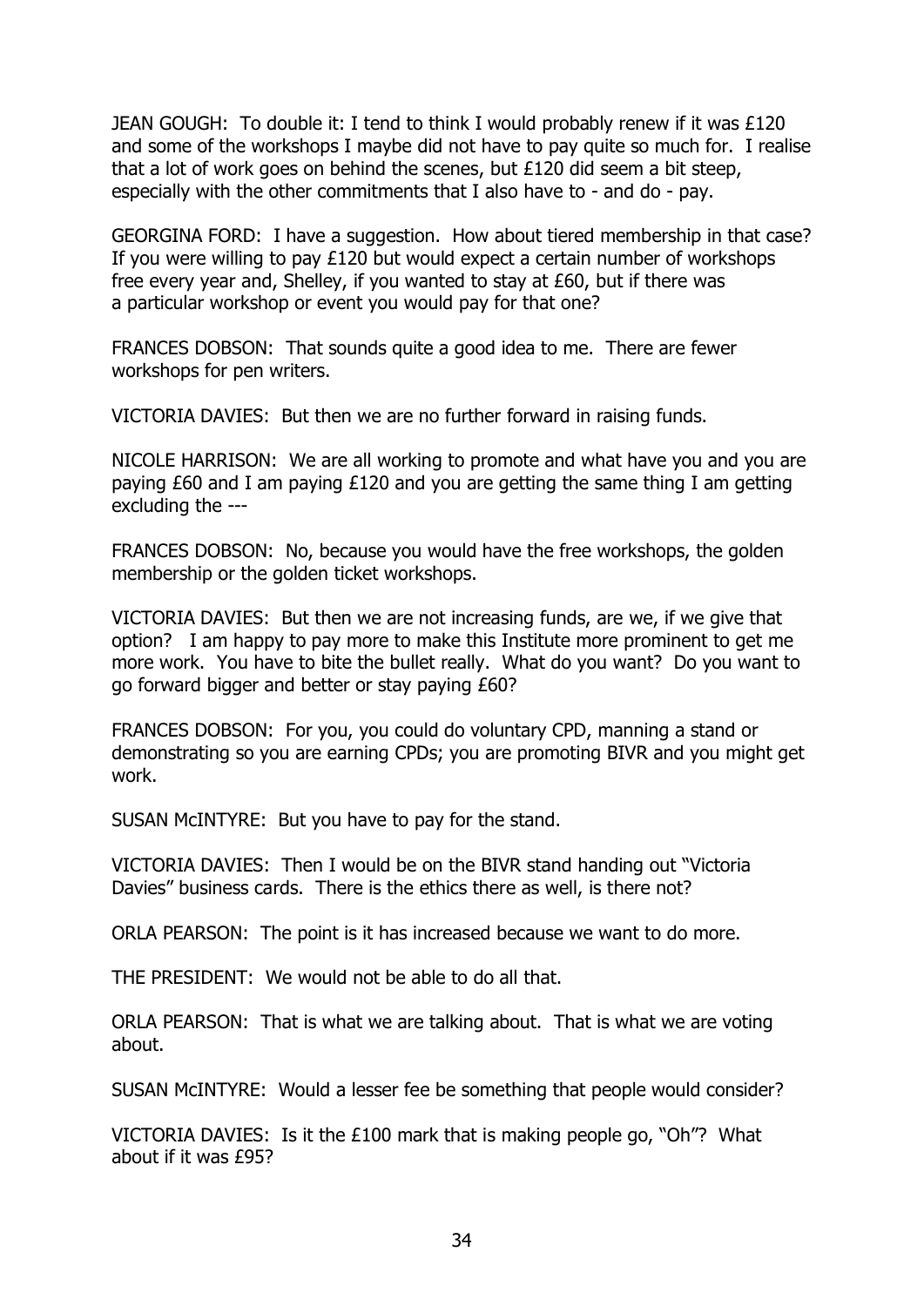JEAN GOUGH: To double it: I tend to think I would probably renew if it was £120 and some of the workshops I maybe did not have to pay quite so much for. I realise that a lot of work goes on behind the scenes, but £120 did seem a bit steep, especially with the other commitments that I also have to - and do - pay.

GEORGINA FORD: I have a suggestion. How about tiered membership in that case? If you were willing to pay £120 but would expect a certain number of workshops free every year and, Shelley, if you wanted to stay at £60, but if there was a particular workshop or event you would pay for that one?

FRANCES DOBSON: That sounds quite a good idea to me. There are fewer workshops for pen writers.

VICTORIA DAVIES: But then we are no further forward in raising funds.

NICOLE HARRISON: We are all working to promote and what have you and you are paying £60 and I am paying £120 and you are getting the same thing I am getting excluding the ---

FRANCES DOBSON: No, because you would have the free workshops, the golden membership or the golden ticket workshops.

VICTORIA DAVIES: But then we are not increasing funds, are we, if we give that option? I am happy to pay more to make this Institute more prominent to get me more work. You have to bite the bullet really. What do you want? Do you want to go forward bigger and better or stay paying £60?

FRANCES DOBSON: For you, you could do voluntary CPD, manning a stand or demonstrating so you are earning CPDs; you are promoting BIVR and you might get work.

SUSAN McINTYRE: But you have to pay for the stand.

VICTORIA DAVIES: Then I would be on the BIVR stand handing out "Victoria Davies" business cards. There is the ethics there as well, is there not?

ORLA PEARSON: The point is it has increased because we want to do more.

THE PRESIDENT: We would not be able to do all that.

ORLA PEARSON: That is what we are talking about. That is what we are voting about.

SUSAN McINTYRE: Would a lesser fee be something that people would consider?

VICTORIA DAVIES: Is it the £100 mark that is making people go, "Oh"? What about if it was £95?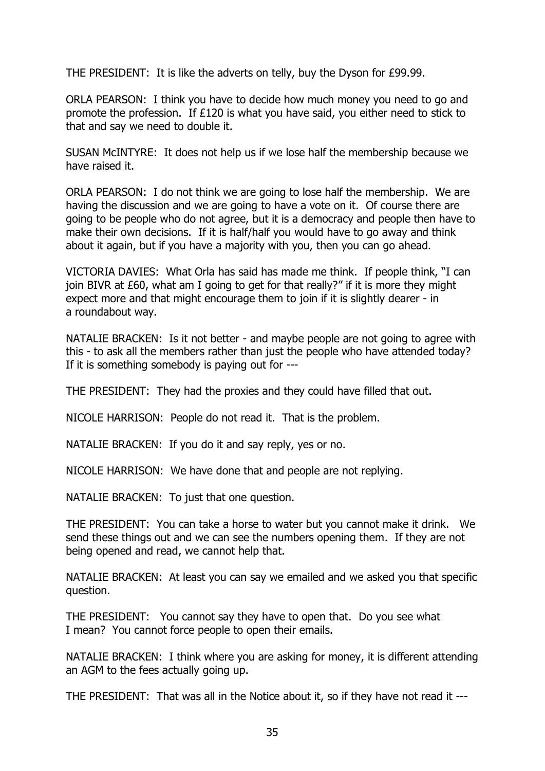THE PRESIDENT: It is like the adverts on telly, buy the Dyson for £99.99.

ORLA PEARSON: I think you have to decide how much money you need to go and promote the profession. If £120 is what you have said, you either need to stick to that and say we need to double it.

SUSAN McINTYRE: It does not help us if we lose half the membership because we have raised it.

ORLA PEARSON: I do not think we are going to lose half the membership. We are having the discussion and we are going to have a vote on it. Of course there are going to be people who do not agree, but it is a democracy and people then have to make their own decisions. If it is half/half you would have to go away and think about it again, but if you have a majority with you, then you can go ahead.

VICTORIA DAVIES: What Orla has said has made me think. If people think, "I can join BIVR at £60, what am I going to get for that really?" if it is more they might expect more and that might encourage them to join if it is slightly dearer - in a roundabout way.

NATALIE BRACKEN: Is it not better - and maybe people are not going to agree with this - to ask all the members rather than just the people who have attended today? If it is something somebody is paying out for ---

THE PRESIDENT: They had the proxies and they could have filled that out.

NICOLE HARRISON: People do not read it. That is the problem.

NATALIE BRACKEN: If you do it and say reply, yes or no.

NICOLE HARRISON: We have done that and people are not replying.

NATALIE BRACKEN: To just that one question.

THE PRESIDENT: You can take a horse to water but you cannot make it drink. We send these things out and we can see the numbers opening them. If they are not being opened and read, we cannot help that.

NATALIE BRACKEN: At least you can say we emailed and we asked you that specific question.

THE PRESIDENT: You cannot say they have to open that. Do you see what I mean? You cannot force people to open their emails.

NATALIE BRACKEN: I think where you are asking for money, it is different attending an AGM to the fees actually going up.

THE PRESIDENT: That was all in the Notice about it, so if they have not read it ---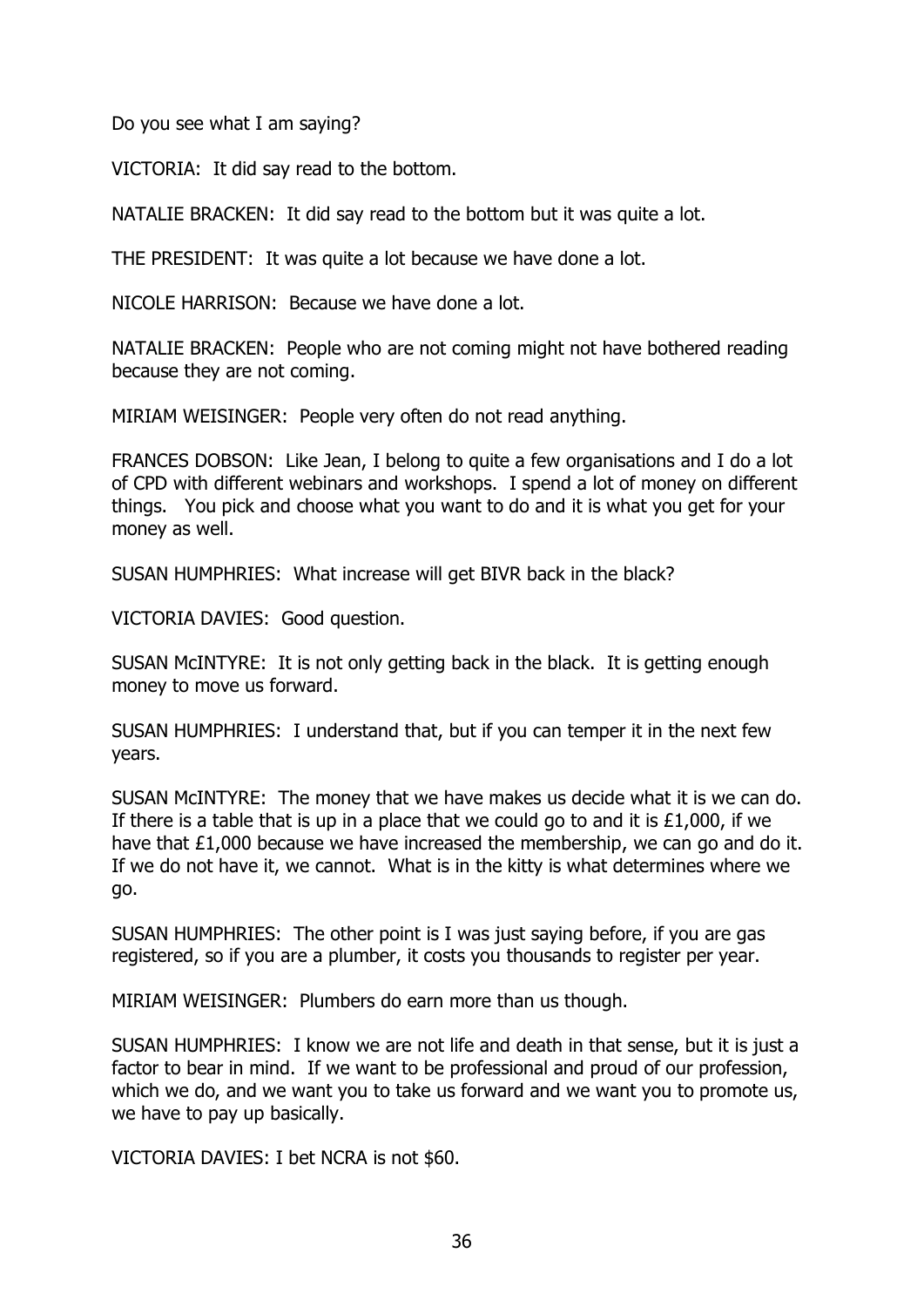Do you see what I am saying?

VICTORIA: It did say read to the bottom.

NATALIE BRACKEN: It did say read to the bottom but it was quite a lot.

THE PRESIDENT: It was quite a lot because we have done a lot.

NICOLE HARRISON: Because we have done a lot.

NATALIE BRACKEN: People who are not coming might not have bothered reading because they are not coming.

MIRIAM WEISINGER: People very often do not read anything.

FRANCES DOBSON: Like Jean, I belong to quite a few organisations and I do a lot of CPD with different webinars and workshops. I spend a lot of money on different things. You pick and choose what you want to do and it is what you get for your money as well.

SUSAN HUMPHRIES: What increase will get BIVR back in the black?

VICTORIA DAVIES: Good question.

SUSAN McINTYRE: It is not only getting back in the black. It is getting enough money to move us forward.

SUSAN HUMPHRIES: I understand that, but if you can temper it in the next few years.

SUSAN McINTYRE: The money that we have makes us decide what it is we can do. If there is a table that is up in a place that we could go to and it is £1,000, if we have that £1,000 because we have increased the membership, we can go and do it. If we do not have it, we cannot. What is in the kitty is what determines where we go.

SUSAN HUMPHRIES: The other point is I was just saying before, if you are gas registered, so if you are a plumber, it costs you thousands to register per year.

MIRIAM WEISINGER: Plumbers do earn more than us though.

SUSAN HUMPHRIES: I know we are not life and death in that sense, but it is just a factor to bear in mind. If we want to be professional and proud of our profession, which we do, and we want you to take us forward and we want you to promote us, we have to pay up basically.

VICTORIA DAVIES: I bet NCRA is not $60.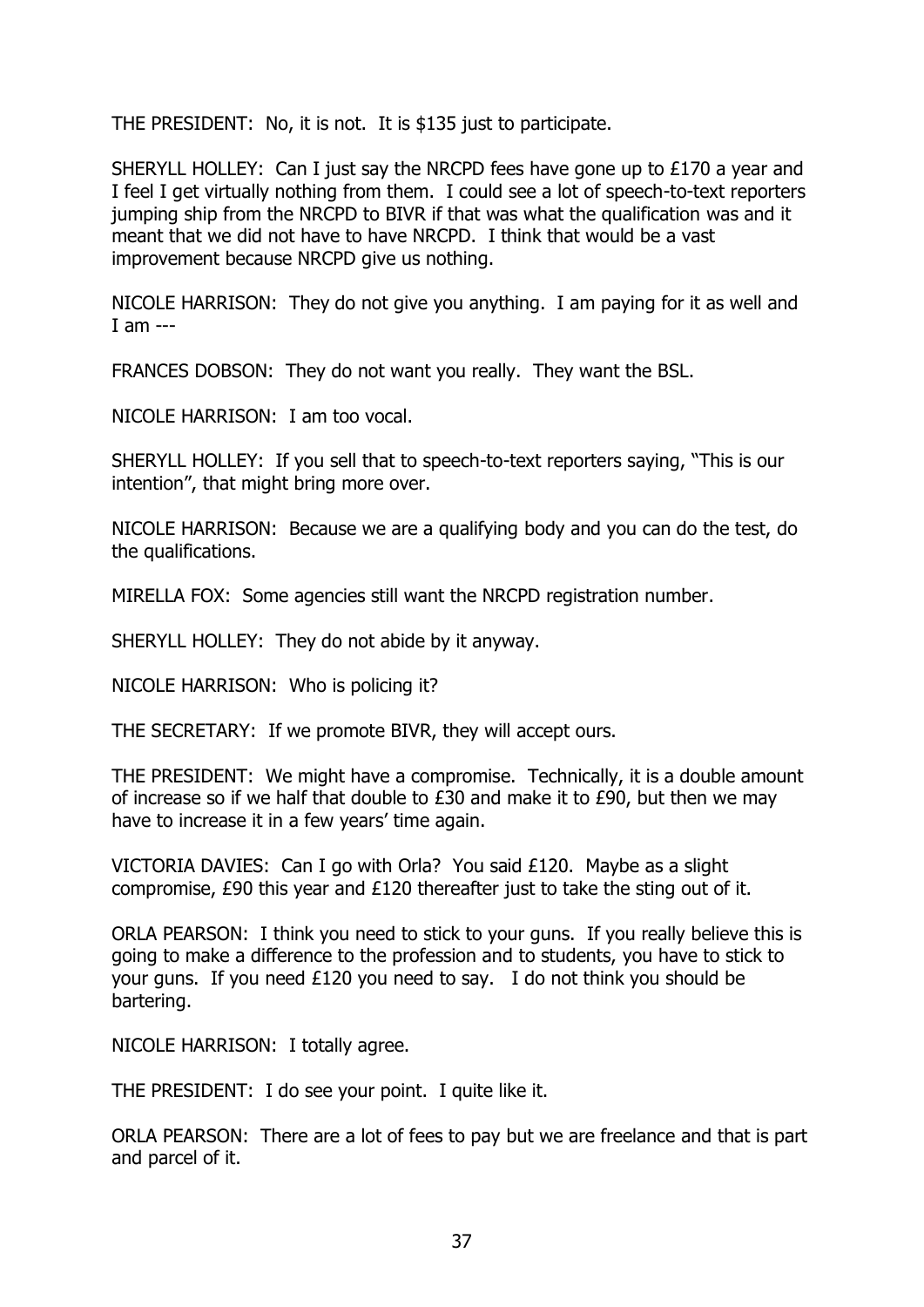THE PRESIDENT: No, it is not. It is $135 just to participate.

SHERYLL HOLLEY: Can I just say the NRCPD fees have gone up to £170 a year and I feel I get virtually nothing from them. I could see a lot of speech-to-text reporters jumping ship from the NRCPD to BIVR if that was what the qualification was and it meant that we did not have to have NRCPD. I think that would be a vast improvement because NRCPD give us nothing.

NICOLE HARRISON: They do not give you anything. I am paying for it as well and I am ---

FRANCES DOBSON: They do not want you really. They want the BSL.

NICOLE HARRISON: I am too vocal.

SHERYLL HOLLEY: If you sell that to speech-to-text reporters saying, "This is our intention", that might bring more over.

NICOLE HARRISON: Because we are a qualifying body and you can do the test, do the qualifications.

MIRELLA FOX: Some agencies still want the NRCPD registration number.

SHERYLL HOLLEY: They do not abide by it anyway.

NICOLE HARRISON: Who is policing it?

THE SECRETARY: If we promote BIVR, they will accept ours.

THE PRESIDENT: We might have a compromise. Technically, it is a double amount of increase so if we half that double to £30 and make it to £90, but then we may have to increase it in a few years' time again.

VICTORIA DAVIES: Can I go with Orla? You said £120. Maybe as a slight compromise, £90 this year and £120 thereafter just to take the sting out of it.

ORLA PEARSON: I think you need to stick to your guns. If you really believe this is going to make a difference to the profession and to students, you have to stick to your guns. If you need £120 you need to say. I do not think you should be bartering.

NICOLE HARRISON: I totally agree.

THE PRESIDENT: I do see your point. I quite like it.

ORLA PEARSON: There are a lot of fees to pay but we are freelance and that is part and parcel of it.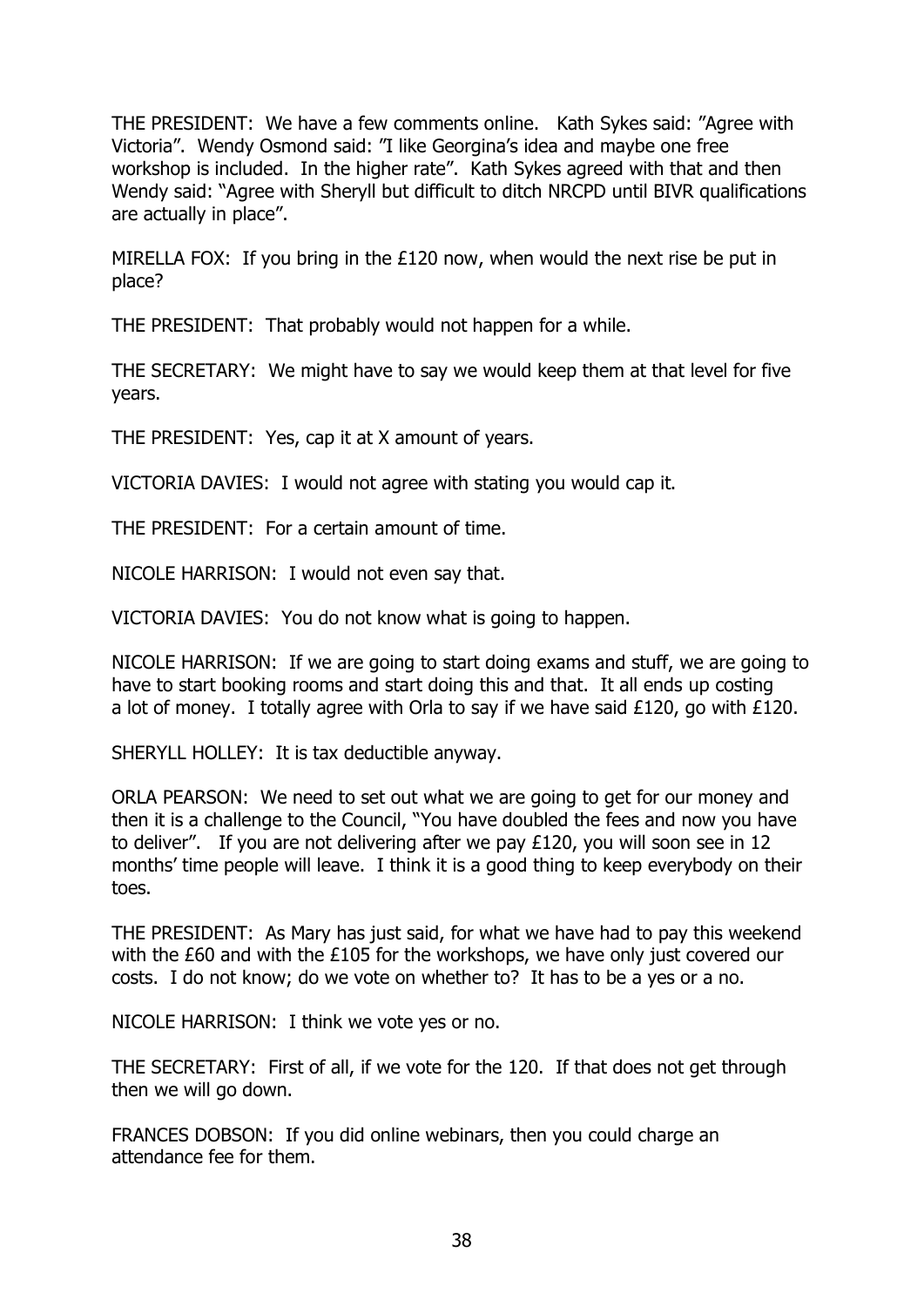THE PRESIDENT: We have a few comments online. Kath Sykes said: "Agree with Victoria". Wendy Osmond said: "I like Georgina's idea and maybe one free workshop is included. In the higher rate". Kath Sykes agreed with that and then Wendy said: "Agree with Sheryll but difficult to ditch NRCPD until BIVR qualifications are actually in place".

MIRELLA FOX: If you bring in the £120 now, when would the next rise be put in place?

THE PRESIDENT: That probably would not happen for a while.

THE SECRETARY: We might have to say we would keep them at that level for five years.

THE PRESIDENT: Yes, cap it at X amount of years.

VICTORIA DAVIES: I would not agree with stating you would cap it.

THE PRESIDENT: For a certain amount of time.

NICOLE HARRISON: I would not even say that.

VICTORIA DAVIES: You do not know what is going to happen.

NICOLE HARRISON: If we are going to start doing exams and stuff, we are going to have to start booking rooms and start doing this and that. It all ends up costing a lot of money. I totally agree with Orla to say if we have said £120, go with £120.

SHERYLL HOLLEY: It is tax deductible anyway.

ORLA PEARSON: We need to set out what we are going to get for our money and then it is a challenge to the Council, "You have doubled the fees and now you have to deliver". If you are not delivering after we pay £120, you will soon see in 12 months' time people will leave. I think it is a good thing to keep everybody on their toes.

THE PRESIDENT: As Mary has just said, for what we have had to pay this weekend with the £60 and with the £105 for the workshops, we have only just covered our costs. I do not know; do we vote on whether to? It has to be a yes or a no.

NICOLE HARRISON: I think we vote yes or no.

THE SECRETARY: First of all, if we vote for the 120. If that does not get through then we will go down.

FRANCES DOBSON: If you did online webinars, then you could charge an attendance fee for them.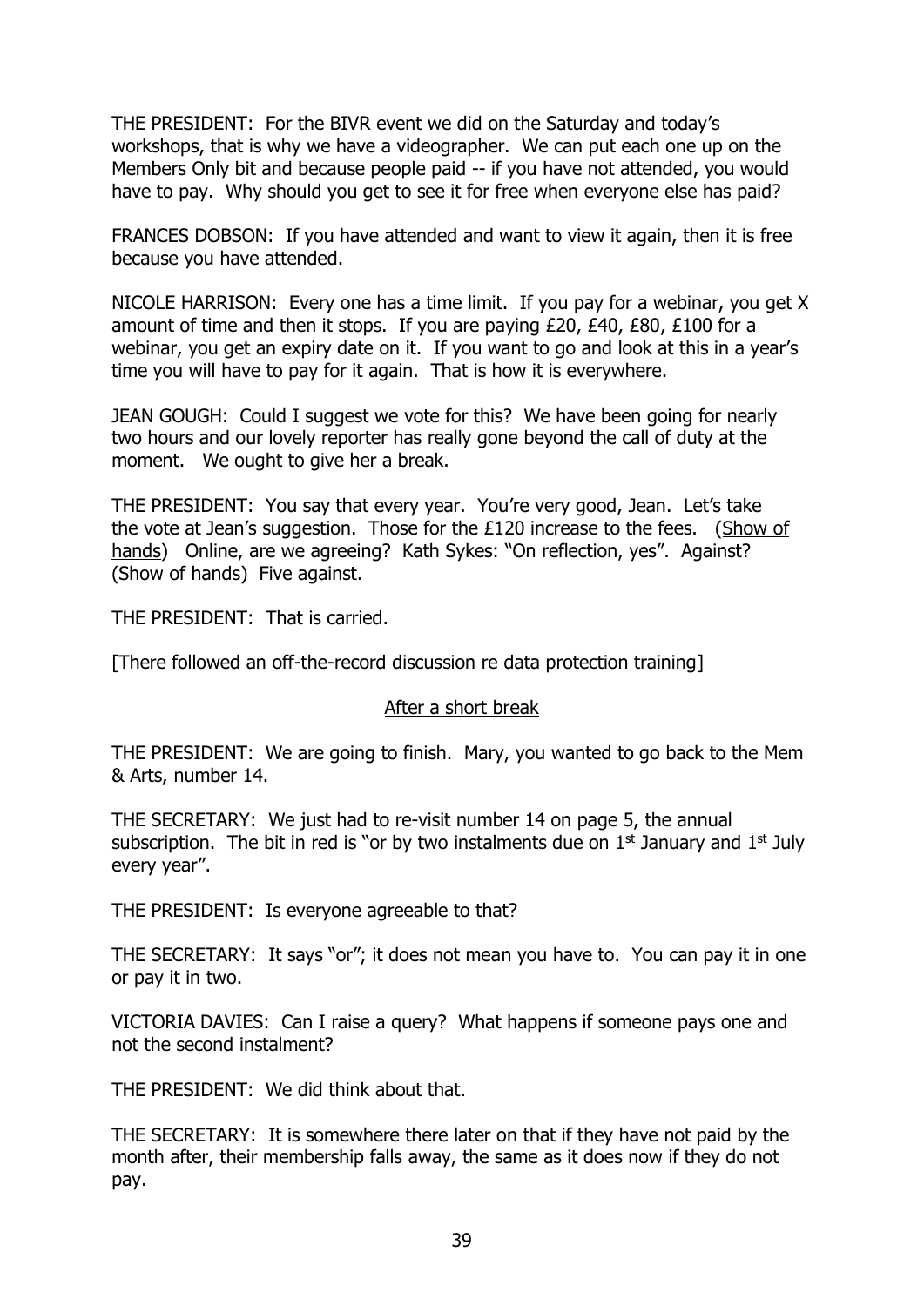THE PRESIDENT: For the BIVR event we did on the Saturday and today's workshops, that is why we have a videographer. We can put each one up on the Members Only bit and because people paid -- if you have not attended, you would have to pay. Why should you get to see it for free when everyone else has paid?

FRANCES DOBSON: If you have attended and want to view it again, then it is free because you have attended.

NICOLE HARRISON: Every one has a time limit. If you pay for a webinar, you get X amount of time and then it stops. If you are paying £20, £40, £80, £100 for a webinar, you get an expiry date on it. If you want to go and look at this in a year's time you will have to pay for it again. That is how it is everywhere.

JEAN GOUGH: Could I suggest we vote for this? We have been going for nearly two hours and our lovely reporter has really gone beyond the call of duty at the moment. We ought to give her a break.

THE PRESIDENT: You say that every year. You're very good, Jean. Let's take the vote at Jean's suggestion. Those for the £120 increase to the fees. (Show of hands) Online, are we agreeing? Kath Sykes: "On reflection, yes". Against? (Show of hands) Five against.

THE PRESIDENT: That is carried.

[There followed an off-the-record discussion re data protection training]

<u>After a short break</u>

THE PRESIDENT: We are going to finish. Mary, you wanted to go back to the Mem & Arts, number 14.

THE SECRETARY: We just had to re-visit number 14 on page 5, the annual subscription. The bit in red is "or by two instalments due on 1st January and 1st July every year".

THE PRESIDENT: Is everyone agreeable to that?

THE SECRETARY: It says "or"; it does not mean you have to. You can pay it in one or pay it in two.

VICTORIA DAVIES: Can I raise a query? What happens if someone pays one and not the second instalment?

THE PRESIDENT: We did think about that.

THE SECRETARY: It is somewhere there later on that if they have not paid by the month after, their membership falls away, the same as it does now if they do not pay.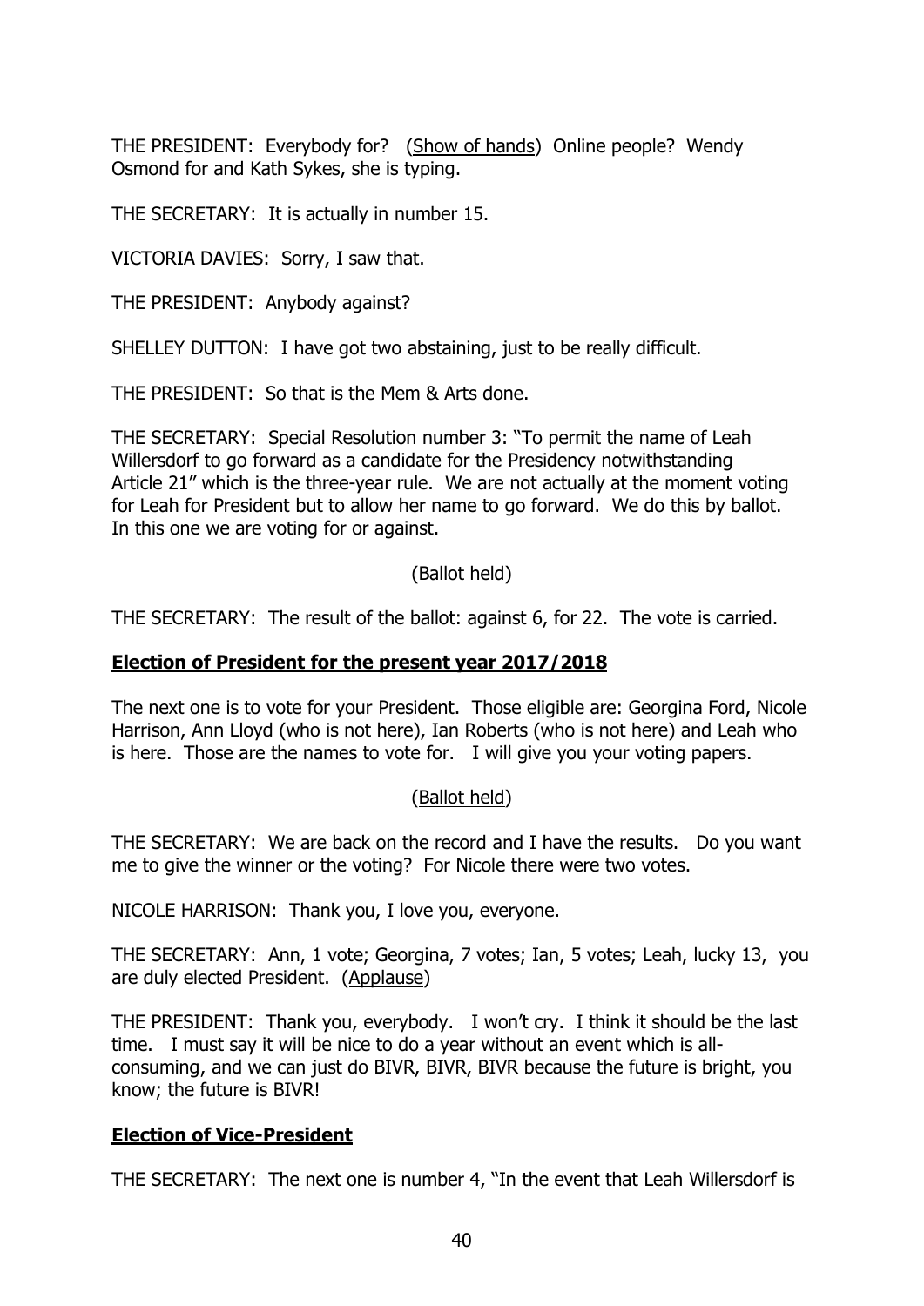THE PRESIDENT: Everybody for? (<u>Show of hands</u>) Online people? Wendy Osmond for and Kath Sykes, she is typing.

THE SECRETARY: It is actually in number 15.

VICTORIA DAVIES: Sorry, I saw that.

THE PRESIDENT: Anybody against?

SHELLEY DUTTON: I have got two abstaining, just to be really difficult.

THE PRESIDENT: So that is the Mem & Arts done.

THE SECRETARY: Special Resolution number 3: "To permit the name of Leah Willersdorf to go forward as a candidate for the Presidency notwithstanding Article 21" which is the three-year rule. We are not actually at the moment voting for Leah for President but to allow her name to go forward. We do this by ballot. In this one we are voting for or against.

(<u>Ballot held</u>)

THE SECRETARY: The result of the ballot: against 6, for 22. The vote is carried.

**<u>Election of President for the present year 2017/2018</u>**

The next one is to vote for your President. Those eligible are: Georgina Ford, Nicole Harrison, Ann Lloyd (who is not here), Ian Roberts (who is not here) and Leah who is here. Those are the names to vote for. I will give you your voting papers.

(<u>Ballot held</u>)

THE SECRETARY: We are back on the record and I have the results. Do you want me to give the winner or the voting? For Nicole there were two votes.

NICOLE HARRISON: Thank you, I love you, everyone.

THE SECRETARY: Ann, 1 vote; Georgina, 7 votes; Ian, 5 votes; Leah, lucky 13, you are duly elected President. (<u>Applause</u>)

THE PRESIDENT: Thank you, everybody. I won't cry. I think it should be the last time. I must say it will be nice to do a year without an event which is all-consuming, and we can just do BIVR, BIVR, BIVR because the future is bright, you know; the future is BIVR!

**<u>Election of Vice-President</u>**

THE SECRETARY: The next one is number 4, "In the event that Leah Willersdorf is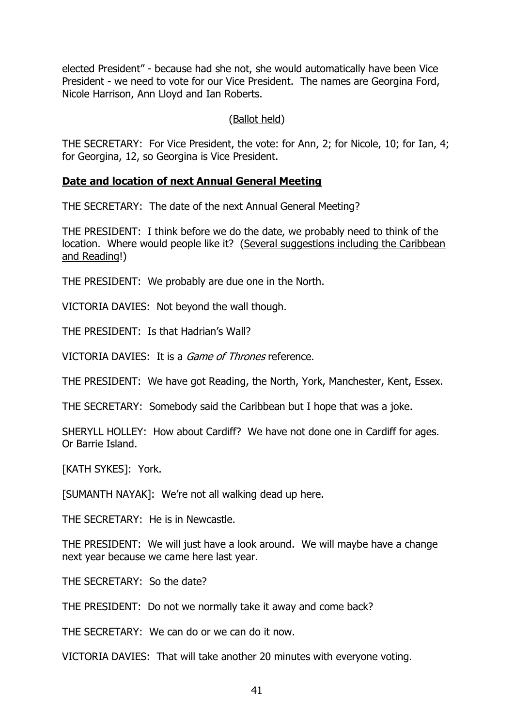elected President" - because had she not, she would automatically have been Vice President - we need to vote for our Vice President. The names are Georgina Ford, Nicole Harrison, Ann Lloyd and Ian Roberts.

<u>(Ballot held)</u>

THE SECRETARY: For Vice President, the vote: for Ann, 2; for Nicole, 10; for Ian, 4; for Georgina, 12, so Georgina is Vice President.

**<u>Date and location of next Annual General Meeting</u>**

THE SECRETARY: The date of the next Annual General Meeting?

THE PRESIDENT: I think before we do the date, we probably need to think of the location. Where would people like it? (<u>Several suggestions including the Caribbean and Reading</u>!)

THE PRESIDENT: We probably are due one in the North.

VICTORIA DAVIES: Not beyond the wall though.

THE PRESIDENT: Is that Hadrian's Wall?

VICTORIA DAVIES: It is a *Game of Thrones* reference.

THE PRESIDENT: We have got Reading, the North, York, Manchester, Kent, Essex.

THE SECRETARY: Somebody said the Caribbean but I hope that was a joke.

SHERYLL HOLLEY: How about Cardiff? We have not done one in Cardiff for ages. Or Barrie Island.

[KATH SYKES]: York.

[SUMANTH NAYAK]: We're not all walking dead up here.

THE SECRETARY: He is in Newcastle.

THE PRESIDENT: We will just have a look around. We will maybe have a change next year because we came here last year.

THE SECRETARY: So the date?

THE PRESIDENT: Do not we normally take it away and come back?

THE SECRETARY: We can do or we can do it now.

VICTORIA DAVIES: That will take another 20 minutes with everyone voting.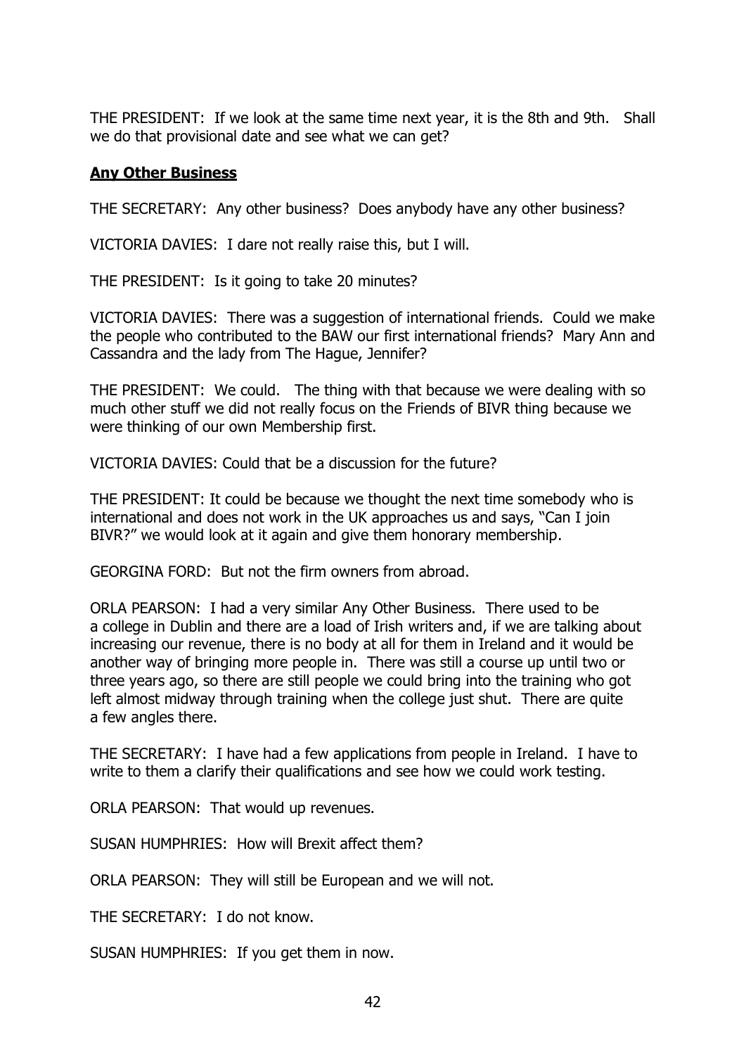THE PRESIDENT: If we look at the same time next year, it is the 8th and 9th. Shall we do that provisional date and see what we can get?

**Any Other Business**

THE SECRETARY: Any other business? Does anybody have any other business?

VICTORIA DAVIES: I dare not really raise this, but I will.

THE PRESIDENT: Is it going to take 20 minutes?

VICTORIA DAVIES: There was a suggestion of international friends. Could we make the people who contributed to the BAW our first international friends? Mary Ann and Cassandra and the lady from The Hague, Jennifer?

THE PRESIDENT: We could. The thing with that because we were dealing with so much other stuff we did not really focus on the Friends of BIVR thing because we were thinking of our own Membership first.

VICTORIA DAVIES: Could that be a discussion for the future?

THE PRESIDENT: It could be because we thought the next time somebody who is international and does not work in the UK approaches us and says, "Can I join BIVR?" we would look at it again and give them honorary membership.

GEORGINA FORD: But not the firm owners from abroad.

ORLA PEARSON: I had a very similar Any Other Business. There used to be a college in Dublin and there are a load of Irish writers and, if we are talking about increasing our revenue, there is no body at all for them in Ireland and it would be another way of bringing more people in. There was still a course up until two or three years ago, so there are still people we could bring into the training who got left almost midway through training when the college just shut. There are quite a few angles there.

THE SECRETARY: I have had a few applications from people in Ireland. I have to write to them a clarify their qualifications and see how we could work testing.

ORLA PEARSON: That would up revenues.

SUSAN HUMPHRIES: How will Brexit affect them?

ORLA PEARSON: They will still be European and we will not.

THE SECRETARY: I do not know.

SUSAN HUMPHRIES: If you get them in now.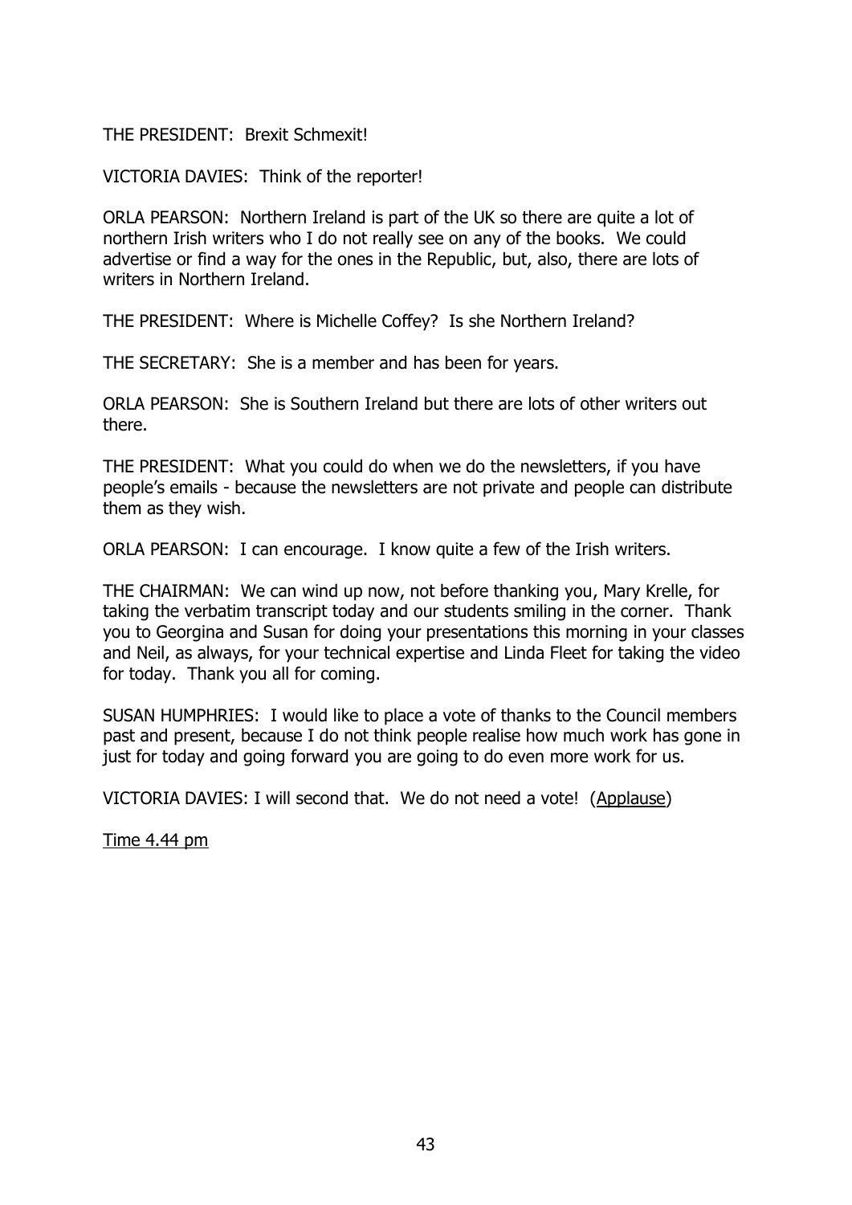THE PRESIDENT: Brexit Schmexit!

VICTORIA DAVIES: Think of the reporter!

ORLA PEARSON: Northern Ireland is part of the UK so there are quite a lot of northern Irish writers who I do not really see on any of the books. We could advertise or find a way for the ones in the Republic, but, also, there are lots of writers in Northern Ireland.

THE PRESIDENT: Where is Michelle Coffey? Is she Northern Ireland?

THE SECRETARY: She is a member and has been for years.

ORLA PEARSON: She is Southern Ireland but there are lots of other writers out there.

THE PRESIDENT: What you could do when we do the newsletters, if you have people's emails - because the newsletters are not private and people can distribute them as they wish.

ORLA PEARSON: I can encourage. I know quite a few of the Irish writers.

THE CHAIRMAN: We can wind up now, not before thanking you, Mary Krelle, for taking the verbatim transcript today and our students smiling in the corner. Thank you to Georgina and Susan for doing your presentations this morning in your classes and Neil, as always, for your technical expertise and Linda Fleet for taking the video for today. Thank you all for coming.

SUSAN HUMPHRIES: I would like to place a vote of thanks to the Council members past and present, because I do not think people realise how much work has gone in just for today and going forward you are going to do even more work for us.

VICTORIA DAVIES: I will second that. We do not need a vote! (<u>Applause</u>)

<u>Time 4.44 pm</u>